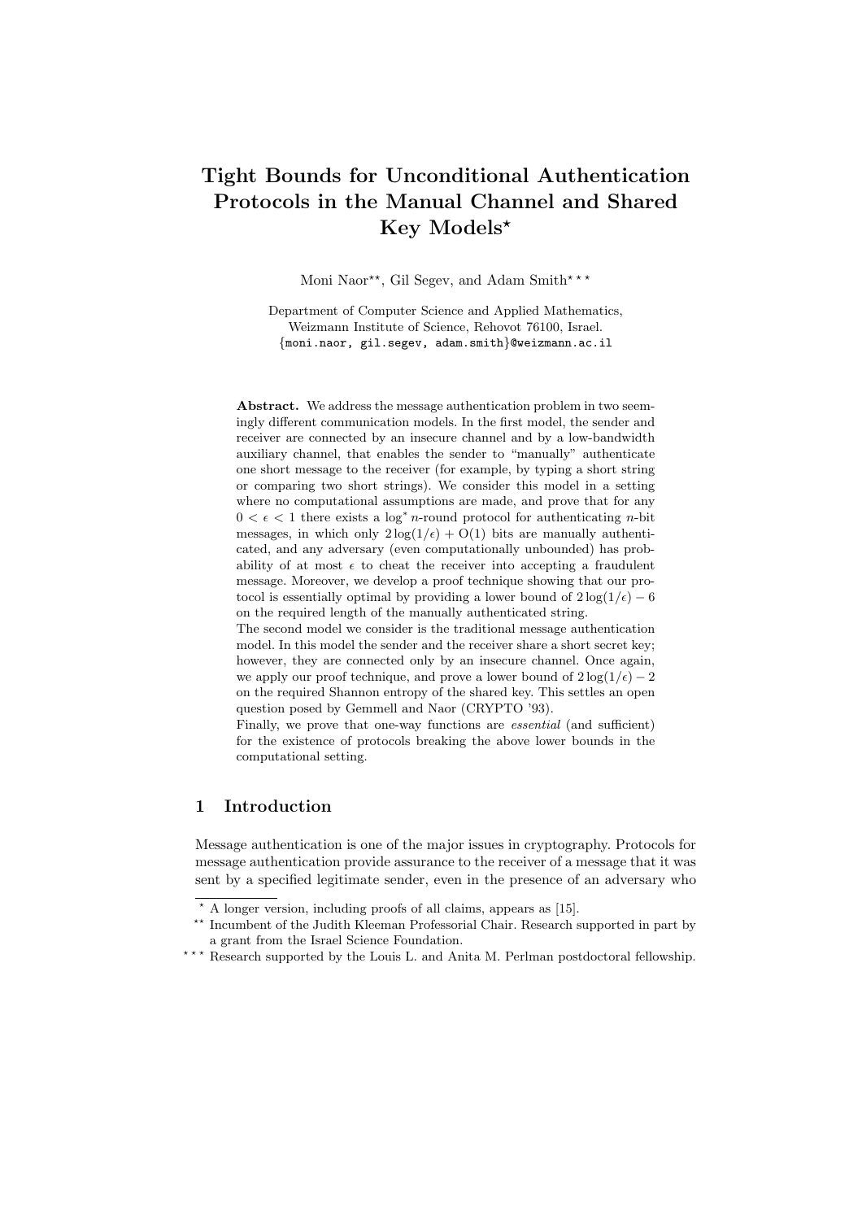# Tight Bounds for Unconditional Authentication Protocols in the Manual Channel and Shared Key Models*

Moni Naor**, Gil Segev, and Adam Smith***

Department of Computer Science and Applied Mathematics,
Weizmann Institute of Science, Rehovot 76100, Israel.
{moni.naor, gil.segev, adam.smith}@weizmann.ac.il

**Abstract.** We address the message authentication problem in two seemingly different communication models. In the first model, the sender and receiver are connected by an insecure channel and by a low-bandwidth auxiliary channel, that enables the sender to "manually" authenticate one short message to the receiver (for example, by typing a short string or comparing two short strings). We consider this model in a setting where no computational assumptions are made, and prove that for any $0 < \epsilon < 1$ there exists a $\log^* n$-round protocol for authenticating $n$-bit messages, in which only $2\log(1/\epsilon) + \mathrm{O}(1)$ bits are manually authenticated, and any adversary (even computationally unbounded) has probability of at most $\epsilon$ to cheat the receiver into accepting a fraudulent message. Moreover, we develop a proof technique showing that our protocol is essentially optimal by providing a lower bound of $2\log(1/\epsilon) - 6$ on the required length of the manually authenticated string.

The second model we consider is the traditional message authentication model. In this model the sender and the receiver share a short secret key; however, they are connected only by an insecure channel. Once again, we apply our proof technique, and prove a lower bound of $2\log(1/\epsilon) - 2$ on the required Shannon entropy of the shared key. This settles an open question posed by Gemmell and Naor (CRYPTO '93).

Finally, we prove that one-way functions are *essential* (and sufficient) for the existence of protocols breaking the above lower bounds in the computational setting.

## 1 Introduction

Message authentication is one of the major issues in cryptography. Protocols for message authentication provide assurance to the receiver of a message that it was sent by a specified legitimate sender, even in the presence of an adversary who

---

* A longer version, including proofs of all claims, appears as [15].

** Incumbent of the Judith Kleeman Professorial Chair. Research supported in part by a grant from the Israel Science Foundation.

*** Research supported by the Louis L. and Anita M. Perlman postdoctoral fellowship.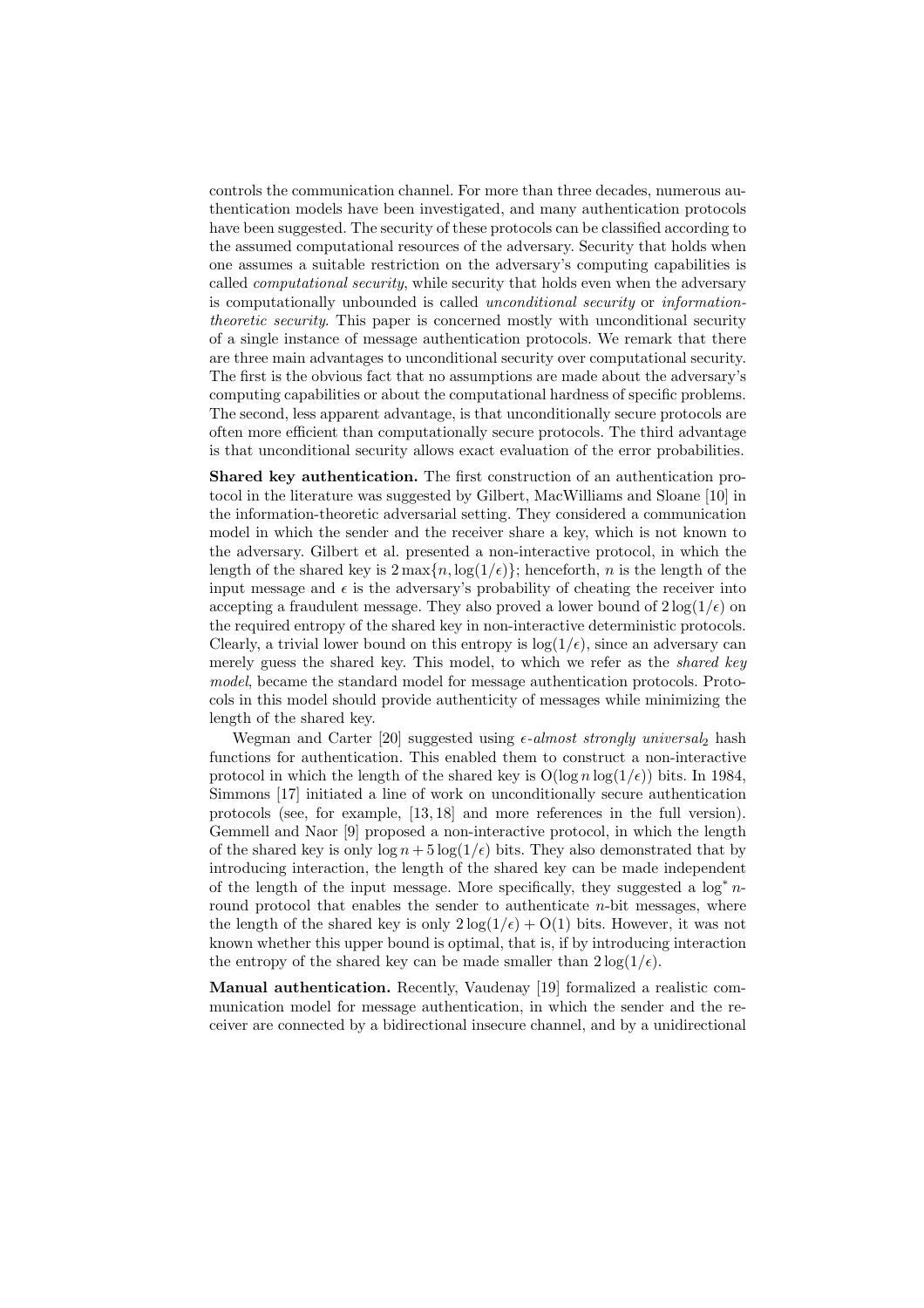controls the communication channel. For more than three decades, numerous authentication models have been investigated, and many authentication protocols have been suggested. The security of these protocols can be classified according to the assumed computational resources of the adversary. Security that holds when one assumes a suitable restriction on the adversary's computing capabilities is called *computational security*, while security that holds even when the adversary is computationally unbounded is called *unconditional security* or *information-theoretic security*. This paper is concerned mostly with unconditional security of a single instance of message authentication protocols. We remark that there are three main advantages to unconditional security over computational security. The first is the obvious fact that no assumptions are made about the adversary's computing capabilities or about the computational hardness of specific problems. The second, less apparent advantage, is that unconditionally secure protocols are often more efficient than computationally secure protocols. The third advantage is that unconditional security allows exact evaluation of the error probabilities.

**Shared key authentication.** The first construction of an authentication protocol in the literature was suggested by Gilbert, MacWilliams and Sloane [10] in the information-theoretic adversarial setting. They considered a communication model in which the sender and the receiver share a key, which is not known to the adversary. Gilbert et al. presented a non-interactive protocol, in which the length of the shared key is $2\max\{n, \log(1/\epsilon)\}$; henceforth, $n$ is the length of the input message and $\epsilon$ is the adversary's probability of cheating the receiver into accepting a fraudulent message. They also proved a lower bound of $2\log(1/\epsilon)$ on the required entropy of the shared key in non-interactive deterministic protocols. Clearly, a trivial lower bound on this entropy is $\log(1/\epsilon)$, since an adversary can merely guess the shared key. This model, to which we refer as the *shared key model*, became the standard model for message authentication protocols. Protocols in this model should provide authenticity of messages while minimizing the length of the shared key.

Wegman and Carter [20] suggested using $\epsilon$-*almost strongly universal*$_2$ hash functions for authentication. This enabled them to construct a non-interactive protocol in which the length of the shared key is $\mathrm{O}(\log n \log(1/\epsilon))$ bits. In 1984, Simmons [17] initiated a line of work on unconditionally secure authentication protocols (see, for example, [13, 18] and more references in the full version). Gemmell and Naor [9] proposed a non-interactive protocol, in which the length of the shared key is only $\log n + 5\log(1/\epsilon)$ bits. They also demonstrated that by introducing interaction, the length of the shared key can be made independent of the length of the input message. More specifically, they suggested a $\log^* n$-round protocol that enables the sender to authenticate $n$-bit messages, where the length of the shared key is only $2\log(1/\epsilon) + \mathrm{O}(1)$ bits. However, it was not known whether this upper bound is optimal, that is, if by introducing interaction the entropy of the shared key can be made smaller than $2\log(1/\epsilon)$.

**Manual authentication.** Recently, Vaudenay [19] formalized a realistic communication model for message authentication, in which the sender and the receiver are connected by a bidirectional insecure channel, and by a unidirectional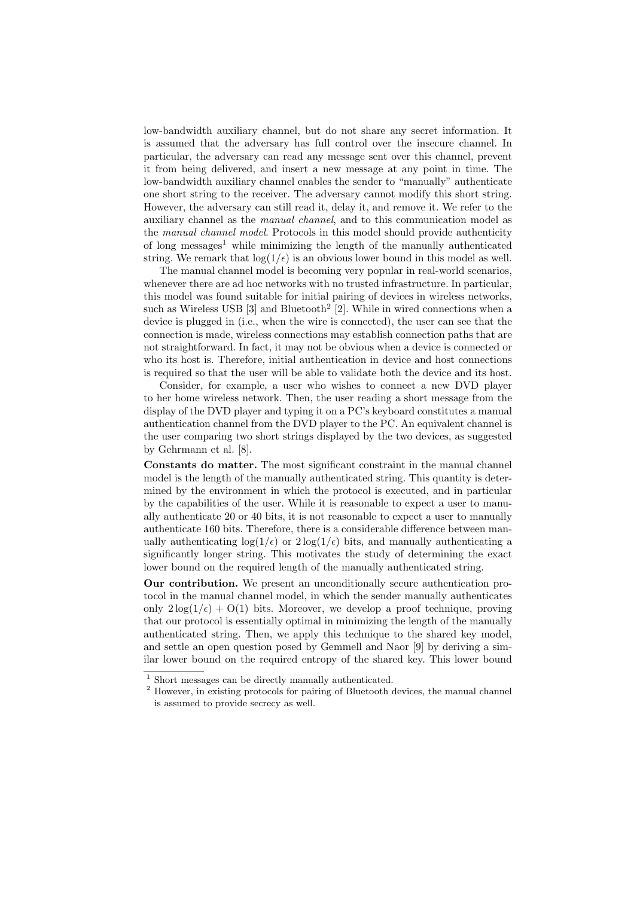low-bandwidth auxiliary channel, but do not share any secret information. It is assumed that the adversary has full control over the insecure channel. In particular, the adversary can read any message sent over this channel, prevent it from being delivered, and insert a new message at any point in time. The low-bandwidth auxiliary channel enables the sender to "manually" authenticate one short string to the receiver. The adversary cannot modify this short string. However, the adversary can still read it, delay it, and remove it. We refer to the auxiliary channel as the *manual channel*, and to this communication model as the *manual channel model*. Protocols in this model should provide authenticity of long messages[1] while minimizing the length of the manually authenticated string. We remark that $\log(1/\epsilon)$ is an obvious lower bound in this model as well.

The manual channel model is becoming very popular in real-world scenarios, whenever there are ad hoc networks with no trusted infrastructure. In particular, this model was found suitable for initial pairing of devices in wireless networks, such as Wireless USB [3] and Bluetooth[2] [2]. While in wired connections when a device is plugged in (i.e., when the wire is connected), the user can see that the connection is made, wireless connections may establish connection paths that are not straightforward. In fact, it may not be obvious when a device is connected or who its host is. Therefore, initial authentication in device and host connections is required so that the user will be able to validate both the device and its host.

Consider, for example, a user who wishes to connect a new DVD player to her home wireless network. Then, the user reading a short message from the display of the DVD player and typing it on a PC's keyboard constitutes a manual authentication channel from the DVD player to the PC. An equivalent channel is the user comparing two short strings displayed by the two devices, as suggested by Gehrmann et al. [8].

**Constants do matter.** The most significant constraint in the manual channel model is the length of the manually authenticated string. This quantity is determined by the environment in which the protocol is executed, and in particular by the capabilities of the user. While it is reasonable to expect a user to manually authenticate 20 or 40 bits, it is not reasonable to expect a user to manually authenticate 160 bits. Therefore, there is a considerable difference between manually authenticating $\log(1/\epsilon)$ or $2\log(1/\epsilon)$ bits, and manually authenticating a significantly longer string. This motivates the study of determining the exact lower bound on the required length of the manually authenticated string.

**Our contribution.** We present an unconditionally secure authentication protocol in the manual channel model, in which the sender manually authenticates only $2\log(1/\epsilon) + \mathrm{O}(1)$ bits. Moreover, we develop a proof technique, proving that our protocol is essentially optimal in minimizing the length of the manually authenticated string. Then, we apply this technique to the shared key model, and settle an open question posed by Gemmell and Naor [9] by deriving a similar lower bound on the required entropy of the shared key. This lower bound

---

[1] Short messages can be directly manually authenticated.

[2] However, in existing protocols for pairing of Bluetooth devices, the manual channel is assumed to provide secrecy as well.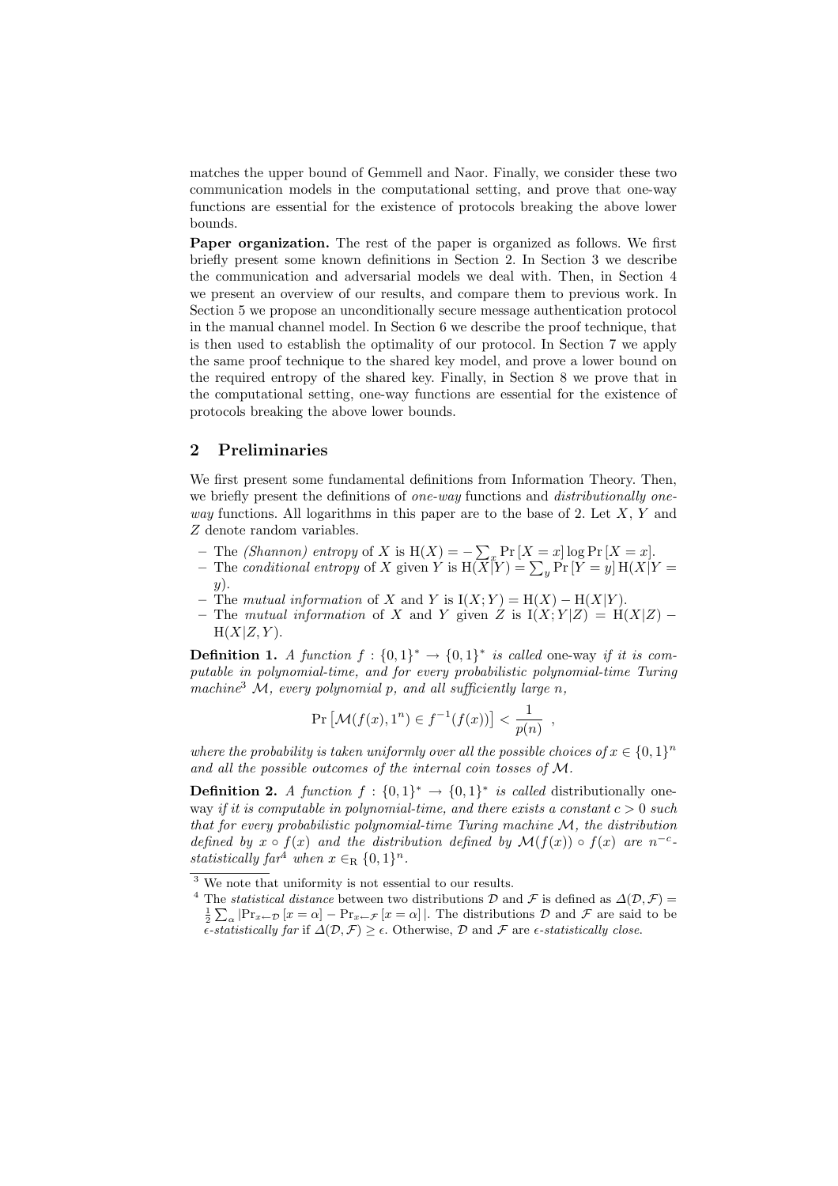matches the upper bound of Gemmell and Naor. Finally, we consider these two communication models in the computational setting, and prove that one-way functions are essential for the existence of protocols breaking the above lower bounds.

**Paper organization.** The rest of the paper is organized as follows. We first briefly present some known definitions in Section 2. In Section 3 we describe the communication and adversarial models we deal with. Then, in Section 4 we present an overview of our results, and compare them to previous work. In Section 5 we propose an unconditionally secure message authentication protocol in the manual channel model. In Section 6 we describe the proof technique, that is then used to establish the optimality of our protocol. In Section 7 we apply the same proof technique to the shared key model, and prove a lower bound on the required entropy of the shared key. Finally, in Section 8 we prove that in the computational setting, one-way functions are essential for the existence of protocols breaking the above lower bounds.

## 2 Preliminaries

We first present some fundamental definitions from Information Theory. Then, we briefly present the definitions of *one-way* functions and *distributionally one-way* functions. All logarithms in this paper are to the base of 2. Let $X$, $Y$ and $Z$ denote random variables.

- The *(Shannon) entropy* of $X$ is $\mathrm{H}(X) = -\sum_x \Pr[X = x] \log \Pr[X = x]$.
- The *conditional entropy* of $X$ given $Y$ is $\mathrm{H}(X|Y) = \sum_y \Pr[Y = y] \, \mathrm{H}(X|Y = y)$.
- The *mutual information* of $X$ and $Y$ is $\mathrm{I}(X;Y) = \mathrm{H}(X) - \mathrm{H}(X|Y)$.
- The *mutual information* of $X$ and $Y$ given $Z$ is $\mathrm{I}(X;Y|Z) = \mathrm{H}(X|Z) - \mathrm{H}(X|Z,Y)$.

**Definition 1.** *A function $f : \{0,1\}^* \to \{0,1\}^*$ is called* one-way *if it is computable in polynomial-time, and for every probabilistic polynomial-time Turing machine*[3] $\mathcal{M}$*, every polynomial $p$, and all sufficiently large $n$,*

$$\Pr\left[\mathcal{M}(f(x), 1^n) \in f^{-1}(f(x))\right] < \frac{1}{p(n)} \ ,$$

*where the probability is taken uniformly over all the possible choices of $x \in \{0,1\}^n$ and all the possible outcomes of the internal coin tosses of $\mathcal{M}$.*

**Definition 2.** *A function $f : \{0,1\}^* \to \{0,1\}^*$ is called* distributionally one-way *if it is computable in polynomial-time, and there exists a constant $c > 0$ such that for every probabilistic polynomial-time Turing machine $\mathcal{M}$, the distribution defined by $x \circ f(x)$ and the distribution defined by $\mathcal{M}(f(x)) \circ f(x)$ are $n^{-c}$-statistically far*[4] *when $x \in_{\mathrm{R}} \{0,1\}^n$.*

[3] We note that uniformity is not essential to our results.

[4] The *statistical distance* between two distributions $\mathcal{D}$ and $\mathcal{F}$ is defined as $\Delta(\mathcal{D}, \mathcal{F}) = \frac{1}{2} \sum_\alpha \left|\Pr_{x \leftarrow \mathcal{D}}[x = \alpha] - \Pr_{x \leftarrow \mathcal{F}}[x = \alpha]\right|$. The distributions $\mathcal{D}$ and $\mathcal{F}$ are said to be *$\epsilon$-statistically far* if $\Delta(\mathcal{D}, \mathcal{F}) \geq \epsilon$. Otherwise, $\mathcal{D}$ and $\mathcal{F}$ are *$\epsilon$-statistically close*.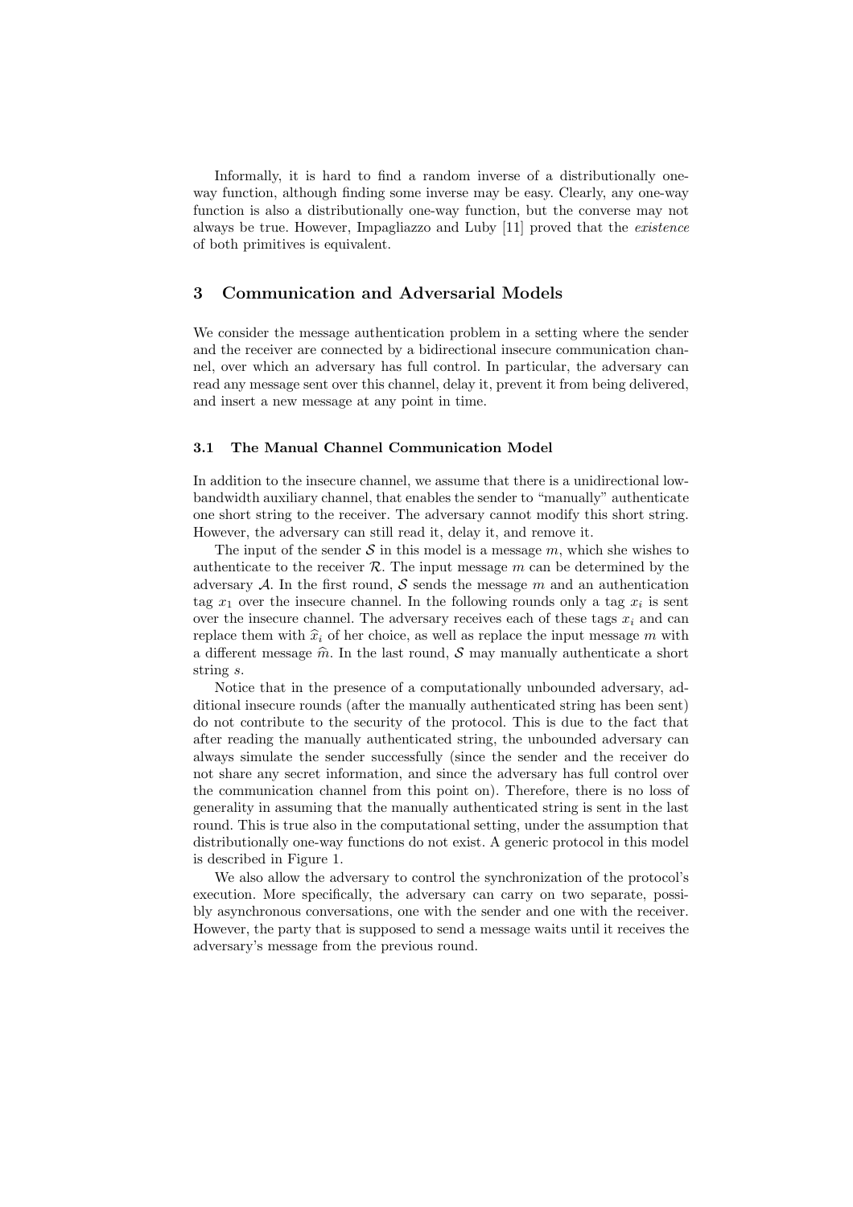Informally, it is hard to find a random inverse of a distributionally one-way function, although finding some inverse may be easy. Clearly, any one-way function is also a distributionally one-way function, but the converse may not always be true. However, Impagliazzo and Luby [11] proved that the *existence* of both primitives is equivalent.

## 3 Communication and Adversarial Models

We consider the message authentication problem in a setting where the sender and the receiver are connected by a bidirectional insecure communication channel, over which an adversary has full control. In particular, the adversary can read any message sent over this channel, delay it, prevent it from being delivered, and insert a new message at any point in time.

### 3.1 The Manual Channel Communication Model

In addition to the insecure channel, we assume that there is a unidirectional low-bandwidth auxiliary channel, that enables the sender to "manually" authenticate one short string to the receiver. The adversary cannot modify this short string. However, the adversary can still read it, delay it, and remove it.

The input of the sender $\mathcal{S}$ in this model is a message $m$, which she wishes to authenticate to the receiver $\mathcal{R}$. The input message $m$ can be determined by the adversary $\mathcal{A}$. In the first round, $\mathcal{S}$ sends the message $m$ and an authentication tag $x_1$ over the insecure channel. In the following rounds only a tag $x_i$ is sent over the insecure channel. The adversary receives each of these tags $x_i$ and can replace them with $\widehat{x}_i$ of her choice, as well as replace the input message $m$ with a different message $\widehat{m}$. In the last round, $\mathcal{S}$ may manually authenticate a short string $s$.

Notice that in the presence of a computationally unbounded adversary, additional insecure rounds (after the manually authenticated string has been sent) do not contribute to the security of the protocol. This is due to the fact that after reading the manually authenticated string, the unbounded adversary can always simulate the sender successfully (since the sender and the receiver do not share any secret information, and since the adversary has full control over the communication channel from this point on). Therefore, there is no loss of generality in assuming that the manually authenticated string is sent in the last round. This is true also in the computational setting, under the assumption that distributionally one-way functions do not exist. A generic protocol in this model is described in Figure 1.

We also allow the adversary to control the synchronization of the protocol's execution. More specifically, the adversary can carry on two separate, possibly asynchronous conversations, one with the sender and one with the receiver. However, the party that is supposed to send a message waits until it receives the adversary's message from the previous round.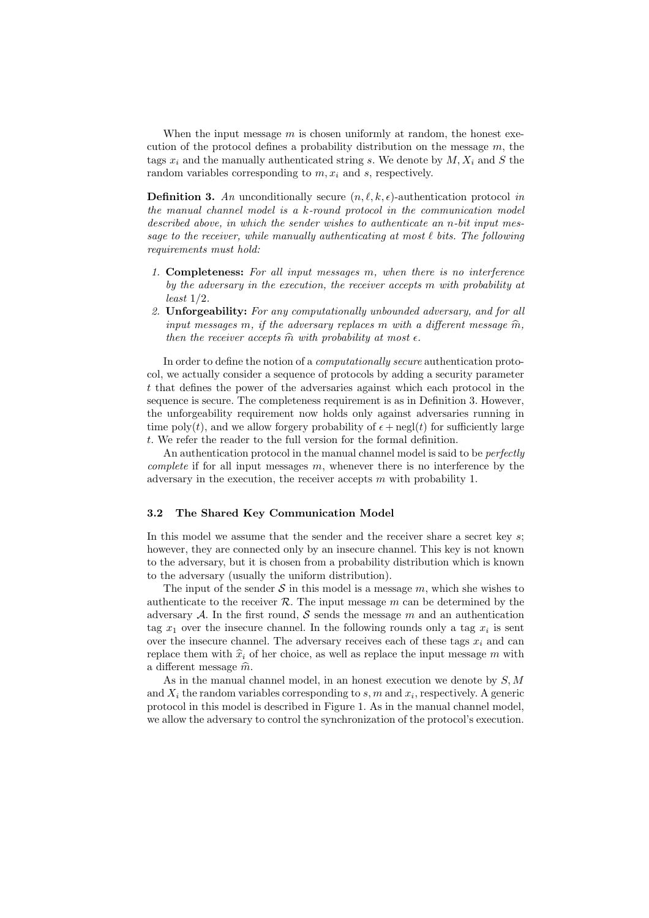When the input message $m$ is chosen uniformly at random, the honest execution of the protocol defines a probability distribution on the message $m$, the tags $x_i$ and the manually authenticated string $s$. We denote by $M$, $X_i$ and $S$ the random variables corresponding to $m, x_i$ and $s$, respectively.

**Definition 3.** *An* unconditionally secure $(n, \ell, k, \epsilon)$-authentication protocol *in the manual channel model is a $k$-round protocol in the communication model described above, in which the sender wishes to authenticate an $n$-bit input message to the receiver, while manually authenticating at most $\ell$ bits. The following requirements must hold:*

1. **Completeness:** *For all input messages $m$, when there is no interference by the adversary in the execution, the receiver accepts $m$ with probability at least $1/2$.*
2. **Unforgeability:** *For any computationally unbounded adversary, and for all input messages $m$, if the adversary replaces $m$ with a different message $\widehat{m}$, then the receiver accepts $\widehat{m}$ with probability at most $\epsilon$.*

In order to define the notion of a *computationally secure* authentication protocol, we actually consider a sequence of protocols by adding a security parameter $t$ that defines the power of the adversaries against which each protocol in the sequence is secure. The completeness requirement is as in Definition 3. However, the unforgeability requirement now holds only against adversaries running in time $\text{poly}(t)$, and we allow forgery probability of $\epsilon + \text{negl}(t)$ for sufficiently large $t$. We refer the reader to the full version for the formal definition.

An authentication protocol in the manual channel model is said to be *perfectly complete* if for all input messages $m$, whenever there is no interference by the adversary in the execution, the receiver accepts $m$ with probability 1.

### 3.2 The Shared Key Communication Model

In this model we assume that the sender and the receiver share a secret key $s$; however, they are connected only by an insecure channel. This key is not known to the adversary, but it is chosen from a probability distribution which is known to the adversary (usually the uniform distribution).

The input of the sender $\mathcal{S}$ in this model is a message $m$, which she wishes to authenticate to the receiver $\mathcal{R}$. The input message $m$ can be determined by the adversary $\mathcal{A}$. In the first round, $\mathcal{S}$ sends the message $m$ and an authentication tag $x_1$ over the insecure channel. In the following rounds only a tag $x_i$ is sent over the insecure channel. The adversary receives each of these tags $x_i$ and can replace them with $\widehat{x}_i$ of her choice, as well as replace the input message $m$ with a different message $\widehat{m}$.

As in the manual channel model, in an honest execution we denote by $S, M$ and $X_i$ the random variables corresponding to $s, m$ and $x_i$, respectively. A generic protocol in this model is described in Figure 1. As in the manual channel model, we allow the adversary to control the synchronization of the protocol's execution.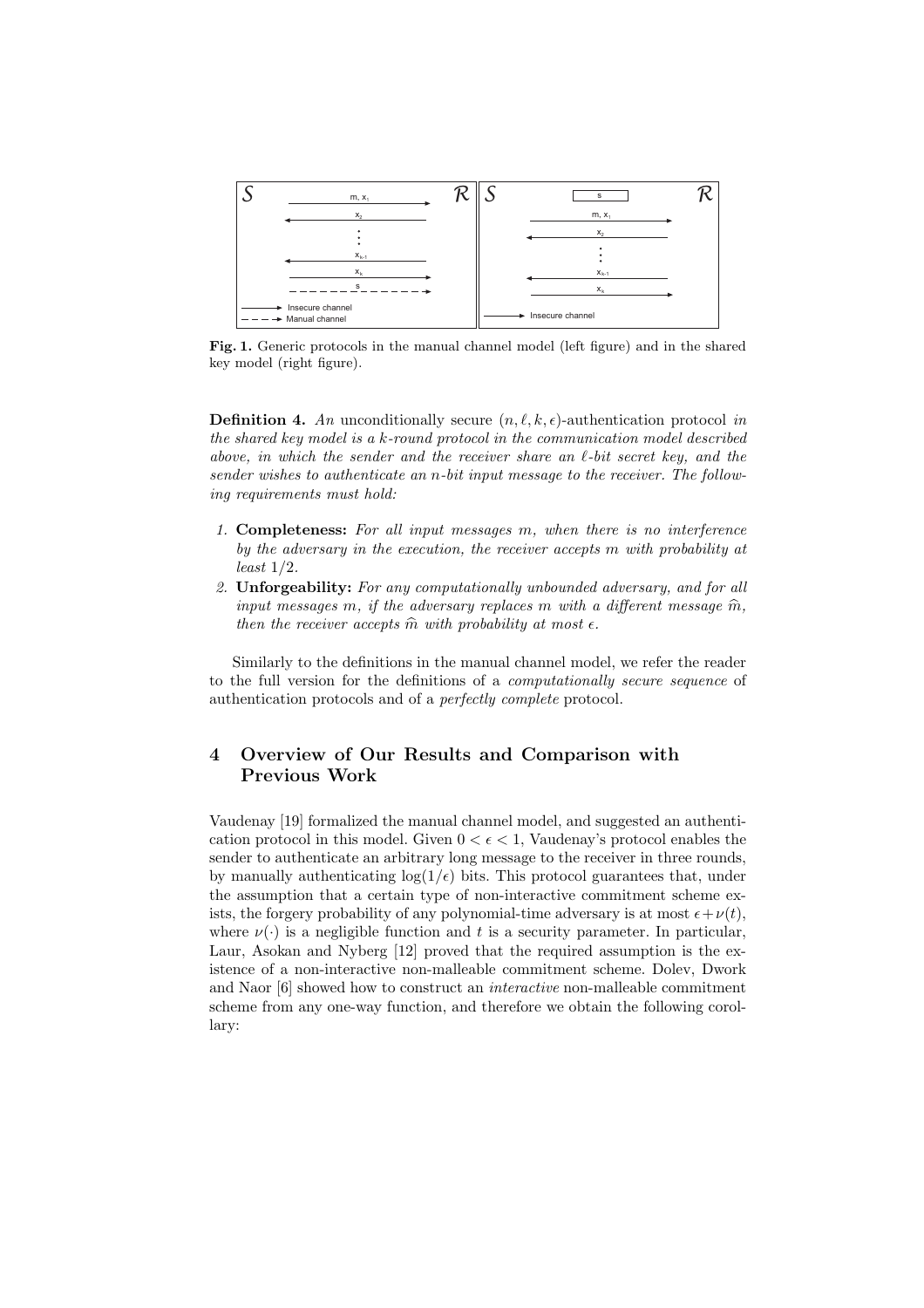**Fig. 1.** Generic protocols in the manual channel model (left figure) and in the shared key model (right figure).

**Definition 4.** *An* unconditionally secure $(n, \ell, k, \epsilon)$-authentication protocol *in the shared key model is a $k$-round protocol in the communication model described above, in which the sender and the receiver share an $\ell$-bit secret key, and the sender wishes to authenticate an $n$-bit input message to the receiver. The following requirements must hold:*

1. **Completeness:** *For all input messages $m$, when there is no interference by the adversary in the execution, the receiver accepts $m$ with probability at least $1/2$.*
2. **Unforgeability:** *For any computationally unbounded adversary, and for all input messages $m$, if the adversary replaces $m$ with a different message $\widehat{m}$, then the receiver accepts $\widehat{m}$ with probability at most $\epsilon$.*

Similarly to the definitions in the manual channel model, we refer the reader to the full version for the definitions of a *computationally secure sequence* of authentication protocols and of a *perfectly complete* protocol.

## 4 Overview of Our Results and Comparison with Previous Work

Vaudenay [19] formalized the manual channel model, and suggested an authentication protocol in this model. Given $0 < \epsilon < 1$, Vaudenay's protocol enables the sender to authenticate an arbitrary long message to the receiver in three rounds, by manually authenticating $\log(1/\epsilon)$ bits. This protocol guarantees that, under the assumption that a certain type of non-interactive commitment scheme exists, the forgery probability of any polynomial-time adversary is at most $\epsilon + \nu(t)$, where $\nu(\cdot)$ is a negligible function and $t$ is a security parameter. In particular, Laur, Asokan and Nyberg [12] proved that the required assumption is the existence of a non-interactive non-malleable commitment scheme. Dolev, Dwork and Naor [6] showed how to construct an *interactive* non-malleable commitment scheme from any one-way function, and therefore we obtain the following corollary: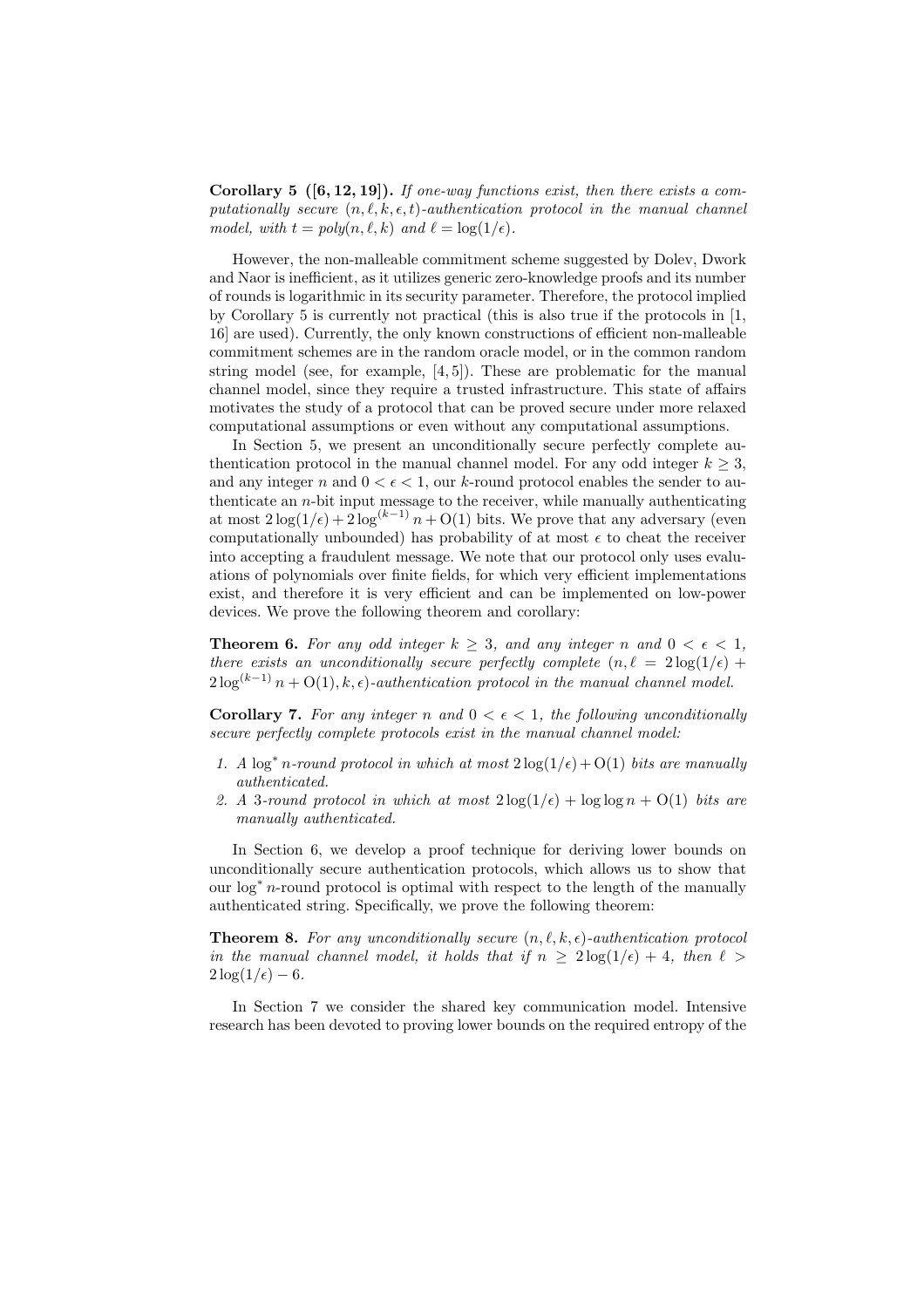**Corollary 5 ([6, 12, 19]).** *If one-way functions exist, then there exists a computationally secure $(n, \ell, k, \epsilon, t)$-authentication protocol in the manual channel model, with $t = poly(n, \ell, k)$ and $\ell = \log(1/\epsilon)$.*

However, the non-malleable commitment scheme suggested by Dolev, Dwork and Naor is inefficient, as it utilizes generic zero-knowledge proofs and its number of rounds is logarithmic in its security parameter. Therefore, the protocol implied by Corollary 5 is currently not practical (this is also true if the protocols in [1, 16] are used). Currently, the only known constructions of efficient non-malleable commitment schemes are in the random oracle model, or in the common random string model (see, for example, [4, 5]). These are problematic for the manual channel model, since they require a trusted infrastructure. This state of affairs motivates the study of a protocol that can be proved secure under more relaxed computational assumptions or even without any computational assumptions.

In Section 5, we present an unconditionally secure perfectly complete authentication protocol in the manual channel model. For any odd integer $k \geq 3$, and any integer $n$ and $0 < \epsilon < 1$, our $k$-round protocol enables the sender to authenticate an $n$-bit input message to the receiver, while manually authenticating at most $2\log(1/\epsilon) + 2\log^{(k-1)} n + \mathrm{O}(1)$ bits. We prove that any adversary (even computationally unbounded) has probability of at most $\epsilon$ to cheat the receiver into accepting a fraudulent message. We note that our protocol only uses evaluations of polynomials over finite fields, for which very efficient implementations exist, and therefore it is very efficient and can be implemented on low-power devices. We prove the following theorem and corollary:

**Theorem 6.** *For any odd integer $k \geq 3$, and any integer $n$ and $0 < \epsilon < 1$, there exists an unconditionally secure perfectly complete $(n, \ell = 2\log(1/\epsilon) + 2\log^{(k-1)} n + \mathrm{O}(1), k, \epsilon)$-authentication protocol in the manual channel model.*

**Corollary 7.** *For any integer $n$ and $0 < \epsilon < 1$, the following unconditionally secure perfectly complete protocols exist in the manual channel model:*

1. *A $\log^* n$-round protocol in which at most $2\log(1/\epsilon) + \mathrm{O}(1)$ bits are manually authenticated.*
2. *A 3-round protocol in which at most $2\log(1/\epsilon) + \log\log n + \mathrm{O}(1)$ bits are manually authenticated.*

In Section 6, we develop a proof technique for deriving lower bounds on unconditionally secure authentication protocols, which allows us to show that our $\log^* n$-round protocol is optimal with respect to the length of the manually authenticated string. Specifically, we prove the following theorem:

**Theorem 8.** *For any unconditionally secure $(n, \ell, k, \epsilon)$-authentication protocol in the manual channel model, it holds that if $n \geq 2\log(1/\epsilon) + 4$, then $\ell > 2\log(1/\epsilon) - 6$.*

In Section 7 we consider the shared key communication model. Intensive research has been devoted to proving lower bounds on the required entropy of the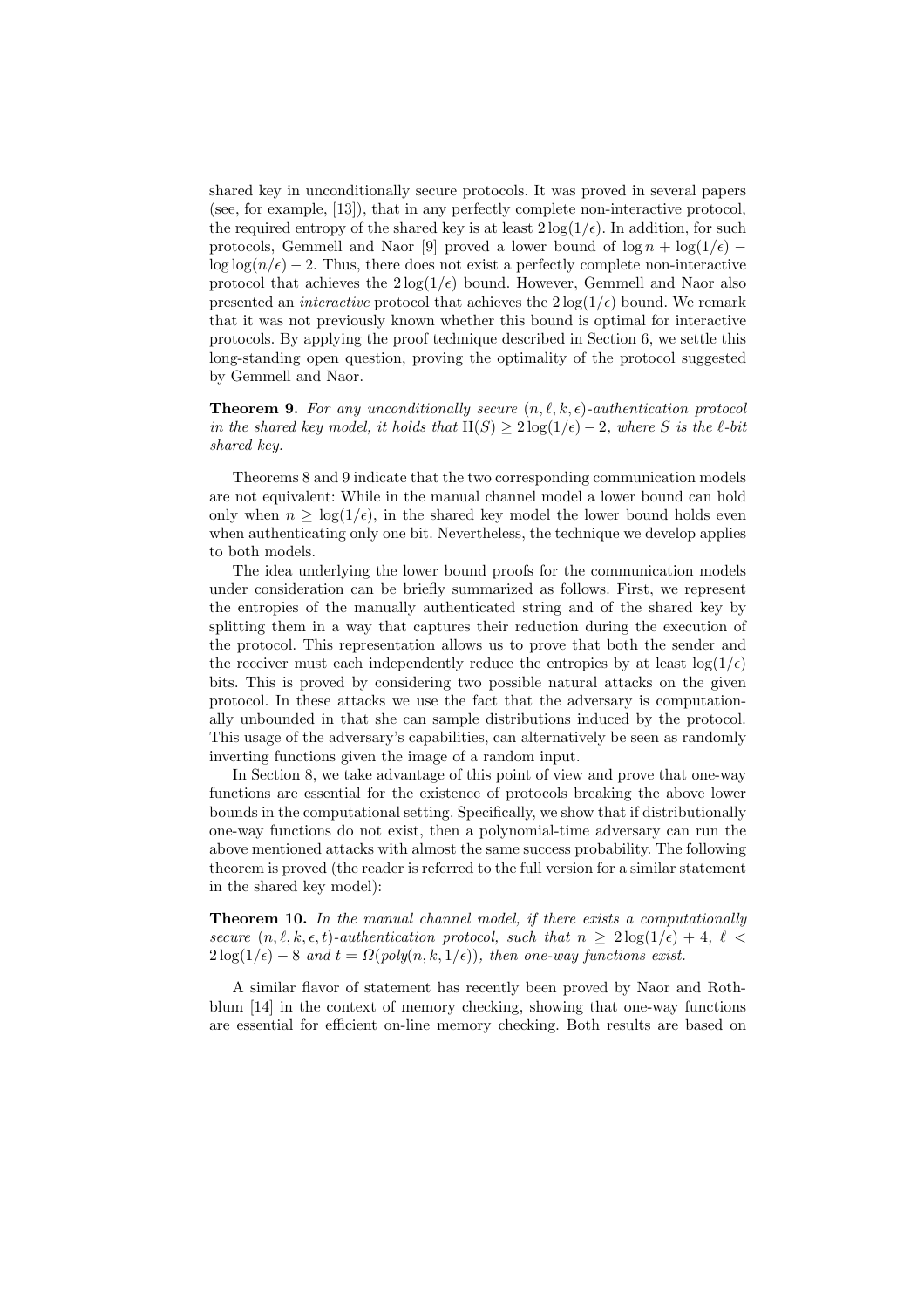shared key in unconditionally secure protocols. It was proved in several papers (see, for example, [13]), that in any perfectly complete non-interactive protocol, the required entropy of the shared key is at least $2 \log(1/\epsilon)$. In addition, for such protocols, Gemmell and Naor [9] proved a lower bound of $\log n + \log(1/\epsilon) - \log\log(n/\epsilon) - 2$. Thus, there does not exist a perfectly complete non-interactive protocol that achieves the $2\log(1/\epsilon)$ bound. However, Gemmell and Naor also presented an *interactive* protocol that achieves the $2\log(1/\epsilon)$ bound. We remark that it was not previously known whether this bound is optimal for interactive protocols. By applying the proof technique described in Section 6, we settle this long-standing open question, proving the optimality of the protocol suggested by Gemmell and Naor.

**Theorem 9.** *For any unconditionally secure $(n, \ell, k, \epsilon)$-authentication protocol in the shared key model, it holds that $\mathrm{H}(S) \geq 2\log(1/\epsilon) - 2$, where $S$ is the $\ell$-bit shared key.*

Theorems 8 and 9 indicate that the two corresponding communication models are not equivalent: While in the manual channel model a lower bound can hold only when $n \geq \log(1/\epsilon)$, in the shared key model the lower bound holds even when authenticating only one bit. Nevertheless, the technique we develop applies to both models.

The idea underlying the lower bound proofs for the communication models under consideration can be briefly summarized as follows. First, we represent the entropies of the manually authenticated string and of the shared key by splitting them in a way that captures their reduction during the execution of the protocol. This representation allows us to prove that both the sender and the receiver must each independently reduce the entropies by at least $\log(1/\epsilon)$ bits. This is proved by considering two possible natural attacks on the given protocol. In these attacks we use the fact that the adversary is computationally unbounded in that she can sample distributions induced by the protocol. This usage of the adversary's capabilities, can alternatively be seen as randomly inverting functions given the image of a random input.

In Section 8, we take advantage of this point of view and prove that one-way functions are essential for the existence of protocols breaking the above lower bounds in the computational setting. Specifically, we show that if distributionally one-way functions do not exist, then a polynomial-time adversary can run the above mentioned attacks with almost the same success probability. The following theorem is proved (the reader is referred to the full version for a similar statement in the shared key model):

**Theorem 10.** *In the manual channel model, if there exists a computationally secure $(n, \ell, k, \epsilon, t)$-authentication protocol, such that $n \geq 2\log(1/\epsilon) + 4$, $\ell < 2\log(1/\epsilon) - 8$ and $t = \Omega(poly(n, k, 1/\epsilon))$, then one-way functions exist.*

A similar flavor of statement has recently been proved by Naor and Rothblum [14] in the context of memory checking, showing that one-way functions are essential for efficient on-line memory checking. Both results are based on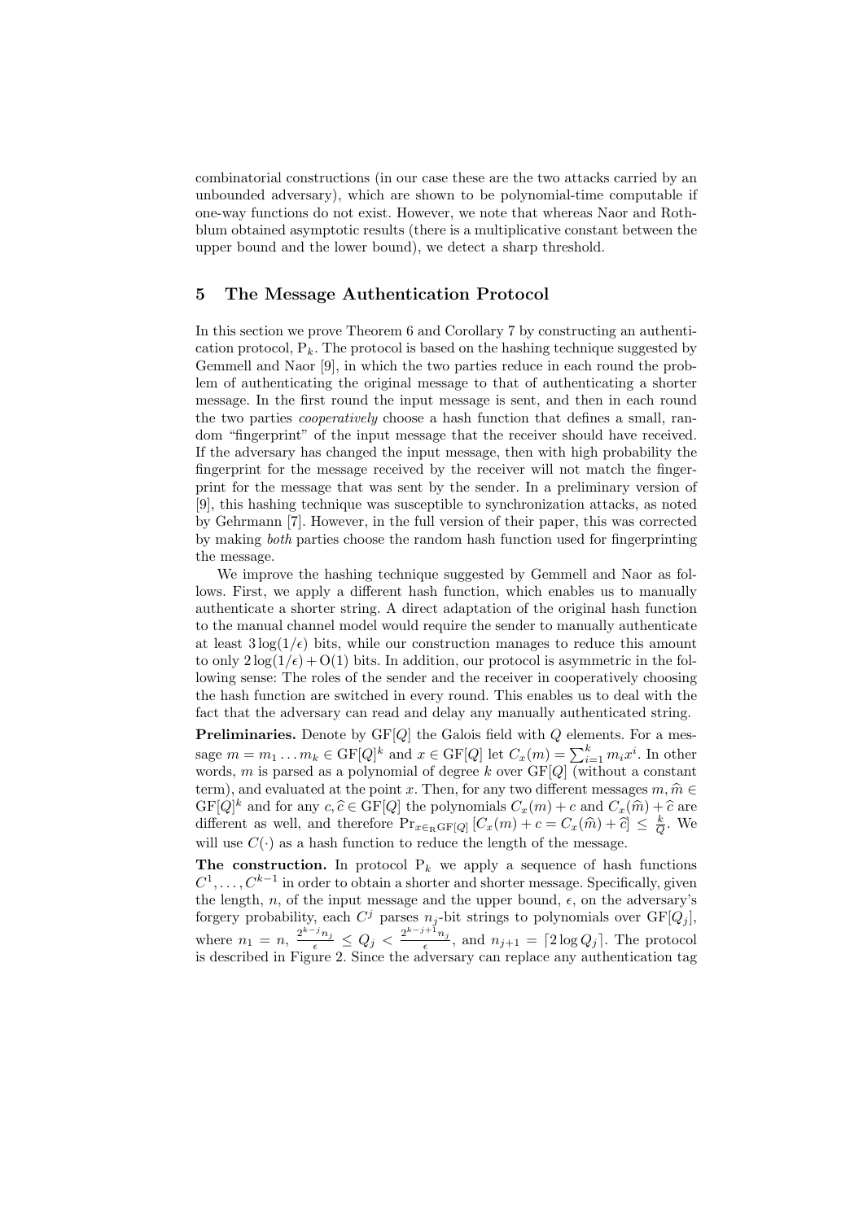combinatorial constructions (in our case these are the two attacks carried by an unbounded adversary), which are shown to be polynomial-time computable if one-way functions do not exist. However, we note that whereas Naor and Rothblum obtained asymptotic results (there is a multiplicative constant between the upper bound and the lower bound), we detect a sharp threshold.

## 5 The Message Authentication Protocol

In this section we prove Theorem 6 and Corollary 7 by constructing an authentication protocol, $\mathrm{P}_k$. The protocol is based on the hashing technique suggested by Gemmell and Naor [9], in which the two parties reduce in each round the problem of authenticating the original message to that of authenticating a shorter message. In the first round the input message is sent, and then in each round the two parties *cooperatively* choose a hash function that defines a small, random "fingerprint" of the input message that the receiver should have received. If the adversary has changed the input message, then with high probability the fingerprint for the message received by the receiver will not match the fingerprint for the message that was sent by the sender. In a preliminary version of [9], this hashing technique was susceptible to synchronization attacks, as noted by Gehrmann [7]. However, in the full version of their paper, this was corrected by making *both* parties choose the random hash function used for fingerprinting the message.

We improve the hashing technique suggested by Gemmell and Naor as follows. First, we apply a different hash function, which enables us to manually authenticate a shorter string. A direct adaptation of the original hash function to the manual channel model would require the sender to manually authenticate at least $3\log(1/\epsilon)$ bits, while our construction manages to reduce this amount to only $2\log(1/\epsilon) + \mathrm{O}(1)$ bits. In addition, our protocol is asymmetric in the following sense: The roles of the sender and the receiver in cooperatively choosing the hash function are switched in every round. This enables us to deal with the fact that the adversary can read and delay any manually authenticated string.

**Preliminaries.** Denote by $\mathrm{GF}[Q]$ the Galois field with $Q$ elements. For a message $m = m_1 \dots m_k \in \mathrm{GF}[Q]^k$ and $x \in \mathrm{GF}[Q]$ let $C_x(m) = \sum_{i=1}^{k} m_i x^i$. In other words, $m$ is parsed as a polynomial of degree $k$ over $\mathrm{GF}[Q]$ (without a constant term), and evaluated at the point $x$. Then, for any two different messages $m, \widehat{m} \in \mathrm{GF}[Q]^k$ and for any $c, \widehat{c} \in \mathrm{GF}[Q]$ the polynomials $C_x(m) + c$ and $C_x(\widehat{m}) + \widehat{c}$ are different as well, and therefore $\Pr_{x \in_{\mathrm{R}} \mathrm{GF}[Q]}\left[C_x(m) + c = C_x(\widehat{m}) + \widehat{c}\right] \leq \frac{k}{Q}$. We will use $C(\cdot)$ as a hash function to reduce the length of the message.

**The construction.** In protocol $\mathrm{P}_k$ we apply a sequence of hash functions $C^1, \dots, C^{k-1}$ in order to obtain a shorter and shorter message. Specifically, given the length, $n$, of the input message and the upper bound, $\epsilon$, on the adversary's forgery probability, each $C^j$ parses $n_j$-bit strings to polynomials over $\mathrm{GF}[Q_j]$, where $n_1 = n$, $\frac{2^{k-j} n_j}{\epsilon} \leq Q_j < \frac{2^{k-j+1} n_j}{\epsilon}$, and $n_{j+1} = \lceil 2 \log Q_j \rceil$. The protocol is described in Figure 2. Since the adversary can replace any authentication tag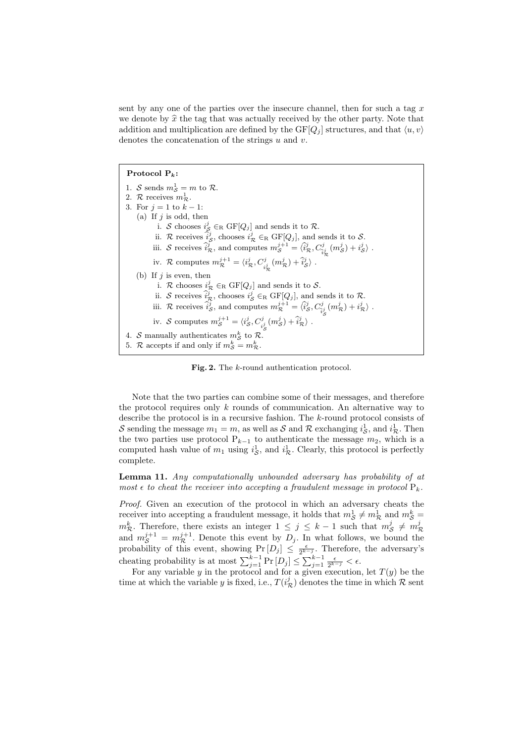sent by any one of the parties over the insecure channel, then for such a tag $x$ we denote by $\widehat{x}$ the tag that was actually received by the other party. Note that addition and multiplication are defined by the $\mathrm{GF}[Q_j]$ structures, and that $\langle u, v \rangle$ denotes the concatenation of the strings $u$ and $v$.

**Protocol $\mathrm{P}_k$:**

1. $\mathcal{S}$ sends $m_{\mathcal{S}}^1 = m$ to $\mathcal{R}$.
2. $\mathcal{R}$ receives $m_{\mathcal{R}}^1$.
3. For $j = 1$ to $k - 1$:
   (a) If $j$ is odd, then
      i. $\mathcal{S}$ chooses $i_{\mathcal{S}}^j \in_{\mathrm{R}} \mathrm{GF}[Q_j]$ and sends it to $\mathcal{R}$.
      ii. $\mathcal{R}$ receives $\widehat{i}_{\mathcal{S}}^j$, chooses $i_{\mathcal{R}}^j \in_{\mathrm{R}} \mathrm{GF}[Q_j]$, and sends it to $\mathcal{S}$.
      iii. $\mathcal{S}$ receives $\widehat{i}_{\mathcal{R}}^j$, and computes $m_{\mathcal{S}}^{j+1} = \langle \widehat{i}_{\mathcal{R}}^j, C_{\widehat{i}_{\mathcal{R}}^j}^j(m_{\mathcal{S}}^j) + i_{\mathcal{S}}^j \rangle$ .
      iv. $\mathcal{R}$ computes $m_{\mathcal{R}}^{j+1} = \langle i_{\mathcal{R}}^j, C_{i_{\mathcal{R}}^j}^j(m_{\mathcal{R}}^j) + \widehat{i}_{\mathcal{S}}^j \rangle$ .
   (b) If $j$ is even, then
      i. $\mathcal{R}$ chooses $i_{\mathcal{R}}^j \in_{\mathrm{R}} \mathrm{GF}[Q_j]$ and sends it to $\mathcal{S}$.
      ii. $\mathcal{S}$ receives $\widehat{i}_{\mathcal{R}}^j$, chooses $i_{\mathcal{S}}^j \in_{\mathrm{R}} \mathrm{GF}[Q_j]$, and sends it to $\mathcal{R}$.
      iii. $\mathcal{R}$ receives $\widehat{i}_{\mathcal{S}}^j$, and computes $m_{\mathcal{R}}^{j+1} = \langle \widehat{i}_{\mathcal{S}}^j, C_{\widehat{i}_{\mathcal{S}}^j}^j(m_{\mathcal{R}}^j) + i_{\mathcal{R}}^j \rangle$ .
      iv. $\mathcal{S}$ computes $m_{\mathcal{S}}^{j+1} = \langle i_{\mathcal{S}}^j, C_{i_{\mathcal{S}}^j}^j(m_{\mathcal{S}}^j) + \widehat{i}_{\mathcal{R}}^j \rangle$ .
4. $\mathcal{S}$ manually authenticates $m_{\mathcal{S}}^k$ to $\mathcal{R}$.
5. $\mathcal{R}$ accepts if and only if $m_{\mathcal{S}}^k = m_{\mathcal{R}}^k$.

**Fig. 2.** The $k$-round authentication protocol.

Note that the two parties can combine some of their messages, and therefore the protocol requires only $k$ rounds of communication. An alternative way to describe the protocol is in a recursive fashion. The $k$-round protocol consists of $\mathcal{S}$ sending the message $m_1 = m$, as well as $\mathcal{S}$ and $\mathcal{R}$ exchanging $i_{\mathcal{S}}^1$, and $i_{\mathcal{R}}^1$. Then the two parties use protocol $\mathrm{P}_{k-1}$ to authenticate the message $m_2$, which is a computed hash value of $m_1$ using $i_{\mathcal{S}}^1$, and $i_{\mathcal{R}}^1$. Clearly, this protocol is perfectly complete.

**Lemma 11.** *Any computationally unbounded adversary has probability of at most $\epsilon$ to cheat the receiver into accepting a fraudulent message in protocol $\mathrm{P}_k$.*

*Proof.* Given an execution of the protocol in which an adversary cheats the receiver into accepting a fraudulent message, it holds that $m_{\mathcal{S}}^1 \neq m_{\mathcal{R}}^1$ and $m_{\mathcal{S}}^k = m_{\mathcal{R}}^k$. Therefore, there exists an integer $1 \leq j \leq k-1$ such that $m_{\mathcal{S}}^j \neq m_{\mathcal{R}}^j$ and $m_{\mathcal{S}}^{j+1} = m_{\mathcal{R}}^{j+1}$. Denote this event by $D_j$. In what follows, we bound the probability of this event, showing $\Pr[D_j] \leq \frac{\epsilon}{2^{k-j}}$. Therefore, the adversary's cheating probability is at most $\sum_{j=1}^{k-1} \Pr[D_j] \leq \sum_{j=1}^{k-1} \frac{\epsilon}{2^{k-j}} < \epsilon$.

For any variable $y$ in the protocol and for a given execution, let $T(y)$ be the time at which the variable $y$ is fixed, i.e., $T(i_{\mathcal{R}}^j)$ denotes the time in which $\mathcal{R}$ sent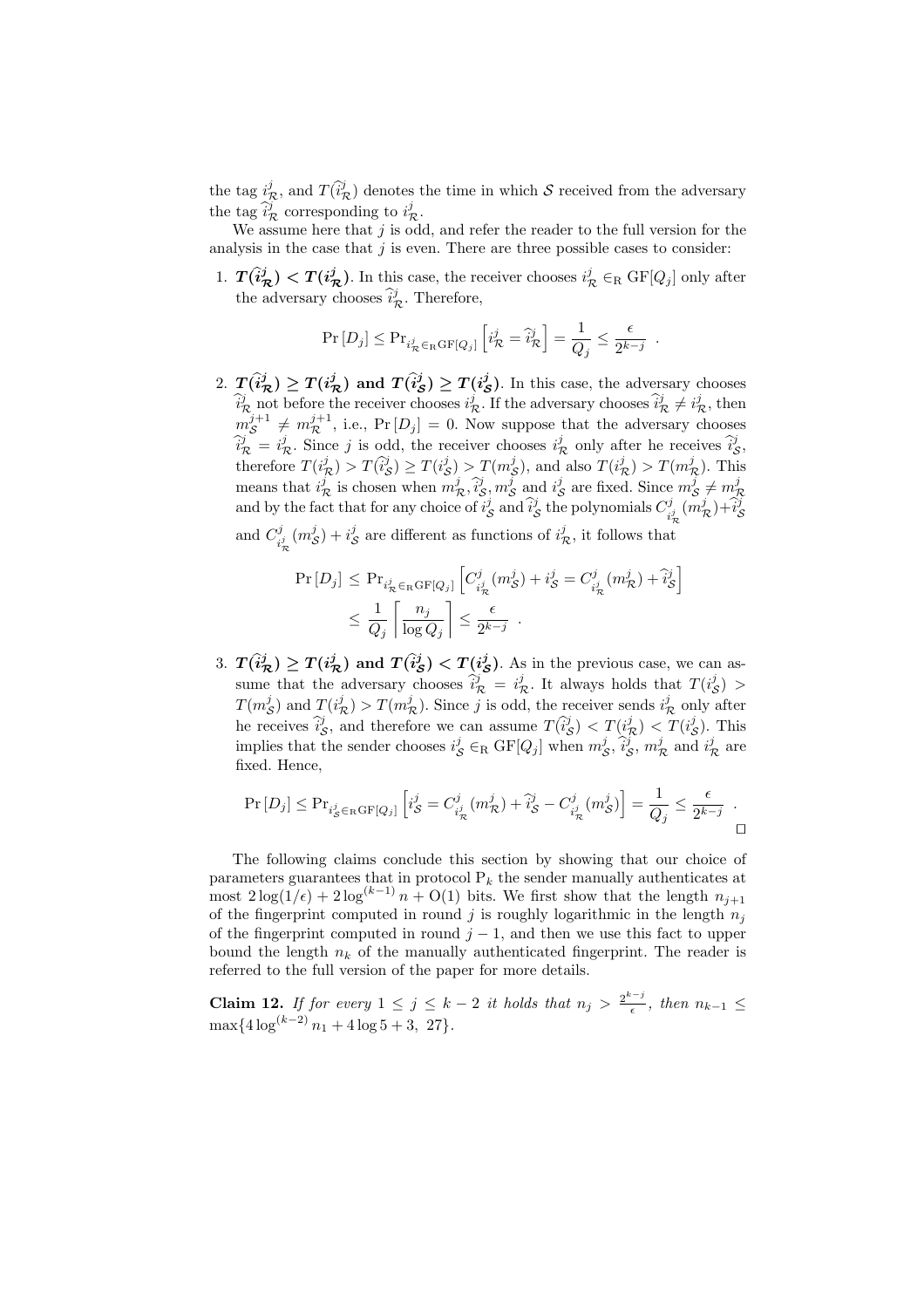the tag $i^j_{\mathcal{R}}$, and $T(\widehat{i}^j_{\mathcal{R}})$ denotes the time in which $\mathcal{S}$ received from the adversary the tag $\widehat{i}^j_{\mathcal{R}}$ corresponding to $i^j_{\mathcal{R}}$.

We assume here that $j$ is odd, and refer the reader to the full version for the analysis in the case that $j$ is even. There are three possible cases to consider:

1. $\boldsymbol{T(\widehat{i}^j_{\mathcal{R}}) < T(i^j_{\mathcal{R}})}$. In this case, the receiver chooses $i^j_{\mathcal{R}} \in_{\mathrm{R}} \mathrm{GF}[Q_j]$ only after the adversary chooses $\widehat{i}^j_{\mathcal{R}}$. Therefore,

$$\Pr\left[D_j\right] \leq \Pr_{i^j_{\mathcal{R}} \in_{\mathrm{R}} \mathrm{GF}[Q_j]}\left[i^j_{\mathcal{R}} = \widehat{i}^j_{\mathcal{R}}\right] = \frac{1}{Q_j} \leq \frac{\epsilon}{2^{k-j}} \enspace .$$

2. $\boldsymbol{T(\widehat{i}^j_{\mathcal{R}}) \geq T(i^j_{\mathcal{R}})}$ **and** $\boldsymbol{T(\widehat{i}^j_{\mathcal{S}}) \geq T(i^j_{\mathcal{S}})}$. In this case, the adversary chooses $\widehat{i}^j_{\mathcal{R}}$ not before the receiver chooses $i^j_{\mathcal{R}}$. If the adversary chooses $\widehat{i}^j_{\mathcal{R}} \neq i^j_{\mathcal{R}}$, then $m^{j+1}_{\mathcal{S}} \neq m^{j+1}_{\mathcal{R}}$, i.e., $\Pr\left[D_j\right] = 0$. Now suppose that the adversary chooses $\widehat{i}^j_{\mathcal{R}} = i^j_{\mathcal{R}}$. Since $j$ is odd, the receiver chooses $i^j_{\mathcal{R}}$ only after he receives $\widehat{i}^j_{\mathcal{S}}$, therefore $T(i^j_{\mathcal{R}}) > T(\widehat{i}^j_{\mathcal{S}}) \geq T(i^j_{\mathcal{S}}) > T(m^j_{\mathcal{S}})$, and also $T(i^j_{\mathcal{R}}) > T(m^j_{\mathcal{R}})$. This means that $i^j_{\mathcal{R}}$ is chosen when $m^j_{\mathcal{R}}, \widehat{i}^j_{\mathcal{S}}, m^j_{\mathcal{S}}$ and $i^j_{\mathcal{S}}$ are fixed. Since $m^j_{\mathcal{S}} \neq m^j_{\mathcal{R}}$ and by the fact that for any choice of $i^j_{\mathcal{S}}$ and $\widehat{i}^j_{\mathcal{S}}$ the polynomials $C^j_{i^j_{\mathcal{R}}}(m^j_{\mathcal{R}}) + \widehat{i}^j_{\mathcal{S}}$ and $C^j_{i^j_{\mathcal{R}}}(m^j_{\mathcal{S}}) + i^j_{\mathcal{S}}$ are different as functions of $i^j_{\mathcal{R}}$, it follows that

$$\begin{aligned}\Pr\left[D_j\right] &\leq \Pr_{i^j_{\mathcal{R}} \in_{\mathrm{R}} \mathrm{GF}[Q_j]}\left[C^j_{i^j_{\mathcal{R}}}(m^j_{\mathcal{S}}) + i^j_{\mathcal{S}} = C^j_{i^j_{\mathcal{R}}}(m^j_{\mathcal{R}}) + \widehat{i}^j_{\mathcal{S}}\right] \\ &\leq \frac{1}{Q_j}\left\lceil \frac{n_j}{\log Q_j} \right\rceil \leq \frac{\epsilon}{2^{k-j}} \enspace .\end{aligned}$$

3. $\boldsymbol{T(\widehat{i}^j_{\mathcal{R}}) \geq T(i^j_{\mathcal{R}})}$ **and** $\boldsymbol{T(\widehat{i}^j_{\mathcal{S}}) < T(i^j_{\mathcal{S}})}$. As in the previous case, we can assume that the adversary chooses $\widehat{i}^j_{\mathcal{R}} = i^j_{\mathcal{R}}$. It always holds that $T(i^j_{\mathcal{S}}) > T(m^j_{\mathcal{S}})$ and $T(i^j_{\mathcal{R}}) > T(m^j_{\mathcal{R}})$. Since $j$ is odd, the receiver sends $i^j_{\mathcal{R}}$ only after he receives $\widehat{i}^j_{\mathcal{S}}$, and therefore we can assume $T(\widehat{i}^j_{\mathcal{S}}) < T(i^j_{\mathcal{R}}) < T(i^j_{\mathcal{S}})$. This implies that the sender chooses $i^j_{\mathcal{S}} \in_{\mathrm{R}} \mathrm{GF}[Q_j]$ when $m^j_{\mathcal{S}}$, $\widehat{i}^j_{\mathcal{S}}$, $m^j_{\mathcal{R}}$ and $i^j_{\mathcal{R}}$ are fixed. Hence,

$$\Pr\left[D_j\right] \leq \Pr_{i^j_{\mathcal{S}} \in_{\mathrm{R}} \mathrm{GF}[Q_j]}\left[i^j_{\mathcal{S}} = C^j_{i^j_{\mathcal{R}}}(m^j_{\mathcal{R}}) + \widehat{i}^j_{\mathcal{S}} - C^j_{i^j_{\mathcal{R}}}(m^j_{\mathcal{S}})\right] = \frac{1}{Q_j} \leq \frac{\epsilon}{2^{k-j}} \enspace .$$

□

The following claims conclude this section by showing that our choice of parameters guarantees that in protocol $\mathrm{P}_k$ the sender manually authenticates at most $2\log(1/\epsilon) + 2\log^{(k-1)} n + \mathrm{O}(1)$ bits. We first show that the length $n_{j+1}$ of the fingerprint computed in round $j$ is roughly logarithmic in the length $n_j$ of the fingerprint computed in round $j-1$, and then we use this fact to upper bound the length $n_k$ of the manually authenticated fingerprint. The reader is referred to the full version of the paper for more details.

**Claim 12.** *If for every $1 \leq j \leq k-2$ it holds that $n_j > \frac{2^{k-j}}{\epsilon}$, then $n_{k-1} \leq \max\{4\log^{(k-2)} n_1 + 4\log 5 + 3,\ 27\}$.*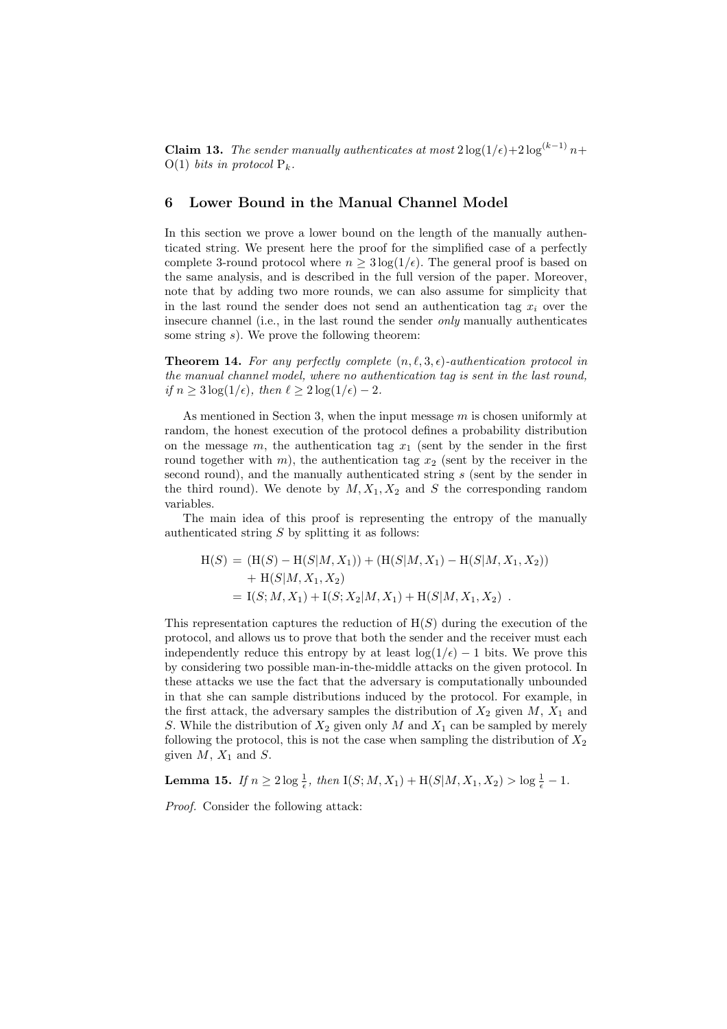**Claim 13.** *The sender manually authenticates at most $2\log(1/\epsilon)+2\log^{(k-1)} n+$ $\mathrm{O}(1)$ bits in protocol $\mathrm{P}_k$.*

## 6 Lower Bound in the Manual Channel Model

In this section we prove a lower bound on the length of the manually authenticated string. We present here the proof for the simplified case of a perfectly complete 3-round protocol where $n \geq 3\log(1/\epsilon)$. The general proof is based on the same analysis, and is described in the full version of the paper. Moreover, note that by adding two more rounds, we can also assume for simplicity that in the last round the sender does not send an authentication tag $x_i$ over the insecure channel (i.e., in the last round the sender *only* manually authenticates some string $s$). We prove the following theorem:

**Theorem 14.** *For any perfectly complete $(n, \ell, 3, \epsilon)$-authentication protocol in the manual channel model, where no authentication tag is sent in the last round, if $n \geq 3\log(1/\epsilon)$, then $\ell \geq 2\log(1/\epsilon) - 2$.*

As mentioned in Section 3, when the input message $m$ is chosen uniformly at random, the honest execution of the protocol defines a probability distribution on the message $m$, the authentication tag $x_1$ (sent by the sender in the first round together with $m$), the authentication tag $x_2$ (sent by the receiver in the second round), and the manually authenticated string $s$ (sent by the sender in the third round). We denote by $M, X_1, X_2$ and $S$ the corresponding random variables.

The main idea of this proof is representing the entropy of the manually authenticated string $S$ by splitting it as follows:

$$
\begin{aligned}
\mathrm{H}(S) &= (\mathrm{H}(S) - \mathrm{H}(S|M, X_1)) + (\mathrm{H}(S|M, X_1) - \mathrm{H}(S|M, X_1, X_2)) \\
&\quad + \mathrm{H}(S|M, X_1, X_2) \\
&= \mathrm{I}(S; M, X_1) + \mathrm{I}(S; X_2|M, X_1) + \mathrm{H}(S|M, X_1, X_2) \ .
\end{aligned}
$$

This representation captures the reduction of $\mathrm{H}(S)$ during the execution of the protocol, and allows us to prove that both the sender and the receiver must each independently reduce this entropy by at least $\log(1/\epsilon) - 1$ bits. We prove this by considering two possible man-in-the-middle attacks on the given protocol. In these attacks we use the fact that the adversary is computationally unbounded in that she can sample distributions induced by the protocol. For example, in the first attack, the adversary samples the distribution of $X_2$ given $M$, $X_1$ and $S$. While the distribution of $X_2$ given only $M$ and $X_1$ can be sampled by merely following the protocol, this is not the case when sampling the distribution of $X_2$ given $M$, $X_1$ and $S$.

**Lemma 15.** *If $n \geq 2\log\frac{1}{\epsilon}$, then $\mathrm{I}(S; M, X_1) + \mathrm{H}(S|M, X_1, X_2) > \log\frac{1}{\epsilon} - 1$.*

*Proof.* Consider the following attack: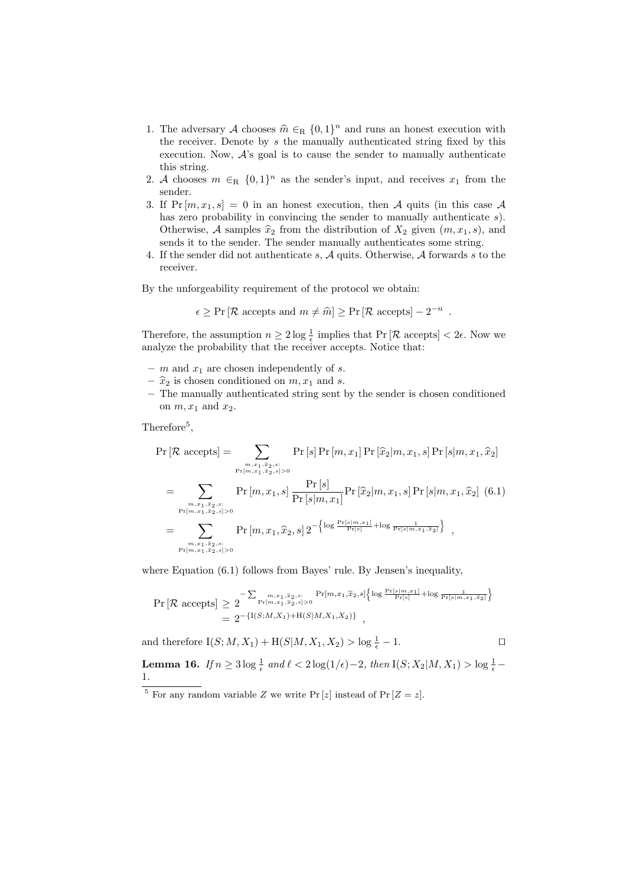1. The adversary $\mathcal{A}$ chooses $\widehat{m} \in_{\mathrm{R}} \{0,1\}^n$ and runs an honest execution with the receiver. Denote by $s$ the manually authenticated string fixed by this execution. Now, $\mathcal{A}$'s goal is to cause the sender to manually authenticate this string.
2. $\mathcal{A}$ chooses $m \in_{\mathrm{R}} \{0,1\}^n$ as the sender's input, and receives $x_1$ from the sender.
3. If $\Pr[m, x_1, s] = 0$ in an honest execution, then $\mathcal{A}$ quits (in this case $\mathcal{A}$ has zero probability in convincing the sender to manually authenticate $s$). Otherwise, $\mathcal{A}$ samples $\widehat{x}_2$ from the distribution of $X_2$ given $(m, x_1, s)$, and sends it to the sender. The sender manually authenticates some string.
4. If the sender did not authenticate $s$, $\mathcal{A}$ quits. Otherwise, $\mathcal{A}$ forwards $s$ to the receiver.

By the unforgeability requirement of the protocol we obtain:

$$\epsilon \geq \Pr[\mathcal{R} \text{ accepts and } m \neq \widehat{m}] \geq \Pr[\mathcal{R} \text{ accepts}] - 2^{-n} \enspace .$$

Therefore, the assumption $n \geq 2 \log \frac{1}{\epsilon}$ implies that $\Pr[\mathcal{R} \text{ accepts}] < 2\epsilon$. Now we analyze the probability that the receiver accepts. Notice that:

- $m$ and $x_1$ are chosen independently of $s$.
- $\widehat{x}_2$ is chosen conditioned on $m, x_1$ and $s$.
- The manually authenticated string sent by the sender is chosen conditioned on $m, x_1$ and $x_2$.

Therefore[5],

$$\begin{aligned}
\Pr[\mathcal{R} \text{ accepts}] &= \sum_{\substack{m, x_1, \widehat{x}_2, s: \\ \Pr[m, x_1, \widehat{x}_2, s] > 0}} \Pr[s] \Pr[m, x_1] \Pr[\widehat{x}_2 | m, x_1, s] \Pr[s | m, x_1, \widehat{x}_2] \\
&= \sum_{\substack{m, x_1, \widehat{x}_2, s: \\ \Pr[m, x_1, \widehat{x}_2, s] > 0}} \Pr[m, x_1, s] \frac{\Pr[s]}{\Pr[s | m, x_1]} \Pr[\widehat{x}_2 | m, x_1, s] \Pr[s | m, x_1, \widehat{x}_2] \quad (6.1) \\
&= \sum_{\substack{m, x_1, \widehat{x}_2, s: \\ \Pr[m, x_1, \widehat{x}_2, s] > 0}} \Pr[m, x_1, \widehat{x}_2, s] \, 2^{-\left\{\log \frac{\Pr[s | m, x_1]}{\Pr[s]} + \log \frac{1}{\Pr[s | m, x_1, \widehat{x}_2]}\right\}} \enspace ,
\end{aligned}$$

where Equation (6.1) follows from Bayes' rule. By Jensen's inequality,

$$\begin{aligned}
\Pr[\mathcal{R} \text{ accepts}] &\geq 2^{-\sum_{\substack{m, x_1, \widehat{x}_2, s: \\ \Pr[m, x_1, \widehat{x}_2, s] > 0}} \Pr[m, x_1, \widehat{x}_2, s] \left\{\log \frac{\Pr[s | m, x_1]}{\Pr[s]} + \log \frac{1}{\Pr[s | m, x_1, \widehat{x}_2]}\right\}} \\
&= 2^{-\{\mathrm{I}(S; M, X_1) + \mathrm{H}(S | M, X_1, X_2)\}} \enspace ,
\end{aligned}$$

and therefore $\mathrm{I}(S; M, X_1) + \mathrm{H}(S | M, X_1, X_2) > \log \frac{1}{\epsilon} - 1$. □

**Lemma 16.** *If $n \geq 3 \log \frac{1}{\epsilon}$ and $\ell < 2 \log(1/\epsilon) - 2$, then $\mathrm{I}(S; X_2 | M, X_1) > \log \frac{1}{\epsilon} - 1$.*

[5] For any random variable $Z$ we write $\Pr[z]$ instead of $\Pr[Z = z]$.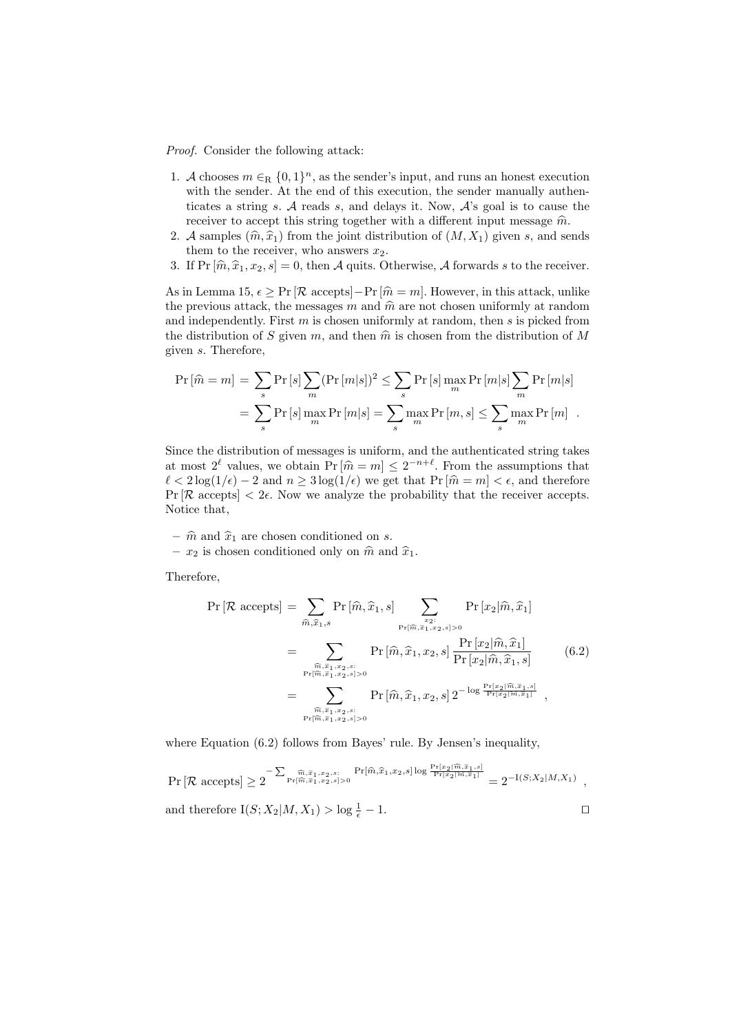*Proof.* Consider the following attack:

1. $\mathcal{A}$ chooses $m \in_{\rm R} \{0,1\}^n$, as the sender's input, and runs an honest execution with the sender. At the end of this execution, the sender manually authenticates a string $s$. $\mathcal{A}$ reads $s$, and delays it. Now, $\mathcal{A}$'s goal is to cause the receiver to accept this string together with a different input message $\widehat{m}$.
2. $\mathcal{A}$ samples $(\widehat{m}, \widehat{x}_1)$ from the joint distribution of $(M, X_1)$ given $s$, and sends them to the receiver, who answers $x_2$.
3. If $\Pr[\widehat{m}, \widehat{x}_1, x_2, s] = 0$, then $\mathcal{A}$ quits. Otherwise, $\mathcal{A}$ forwards $s$ to the receiver.

As in Lemma 15, $\epsilon \geq \Pr[\mathcal{R} \text{ accepts}] - \Pr[\widehat{m} = m]$. However, in this attack, unlike the previous attack, the messages $m$ and $\widehat{m}$ are not chosen uniformly at random and independently. First $m$ is chosen uniformly at random, then $s$ is picked from the distribution of $S$ given $m$, and then $\widehat{m}$ is chosen from the distribution of $M$ given $s$. Therefore,

$$
\begin{aligned}
\Pr[\widehat{m} = m] &= \sum_s \Pr[s] \sum_m (\Pr[m|s])^2 \leq \sum_s \Pr[s] \max_m \Pr[m|s] \sum_m \Pr[m|s] \\
&= \sum_s \Pr[s] \max_m \Pr[m|s] = \sum_s \max_m \Pr[m,s] \leq \sum_s \max_m \Pr[m] \quad .
\end{aligned}
$$

Since the distribution of messages is uniform, and the authenticated string takes at most $2^\ell$ values, we obtain $\Pr[\widehat{m} = m] \leq 2^{-n+\ell}$. From the assumptions that $\ell < 2\log(1/\epsilon) - 2$ and $n \geq 3\log(1/\epsilon)$ we get that $\Pr[\widehat{m} = m] < \epsilon$, and therefore $\Pr[\mathcal{R} \text{ accepts}] < 2\epsilon$. Now we analyze the probability that the receiver accepts. Notice that,

- $\widehat{m}$ and $\widehat{x}_1$ are chosen conditioned on $s$.
- $x_2$ is chosen conditioned only on $\widehat{m}$ and $\widehat{x}_1$.

Therefore,

$$
\begin{aligned}
\Pr[\mathcal{R} \text{ accepts}] &= \sum_{\widehat{m}, \widehat{x}_1, s} \Pr[\widehat{m}, \widehat{x}_1, s] \sum_{\substack{x_2: \\ \Pr[\widehat{m}, \widehat{x}_1, x_2, s] > 0}} \Pr[x_2 | \widehat{m}, \widehat{x}_1] \\
&= \sum_{\substack{\widehat{m}, \widehat{x}_1, x_2, s: \\ \Pr[\widehat{m}, \widehat{x}_1, x_2, s] > 0}} \Pr[\widehat{m}, \widehat{x}_1, x_2, s] \frac{\Pr[x_2 | \widehat{m}, \widehat{x}_1]}{\Pr[x_2 | \widehat{m}, \widehat{x}_1, s]} \qquad (6.2) \\
&= \sum_{\substack{\widehat{m}, \widehat{x}_1, x_2, s: \\ \Pr[\widehat{m}, \widehat{x}_1, x_2, s] > 0}} \Pr[\widehat{m}, \widehat{x}_1, x_2, s] \, 2^{-\log \frac{\Pr[x_2 | \widehat{m}, \widehat{x}_1, s]}{\Pr[x_2 | \widehat{m}, \widehat{x}_1]}} \quad ,
\end{aligned}
$$

where Equation (6.2) follows from Bayes' rule. By Jensen's inequality,

$$
\Pr[\mathcal{R} \text{ accepts}] \geq 2^{-\sum_{\substack{\widehat{m}, \widehat{x}_1, x_2, s: \\ \Pr[\widehat{m}, \widehat{x}_1, x_2, s] > 0}} \Pr[\widehat{m}, \widehat{x}_1, x_2, s] \log \frac{\Pr[x_2 | \widehat{m}, \widehat{x}_1, s]}{\Pr[x_2 | \widehat{m}, \widehat{x}_1]}} = 2^{-\mathrm{I}(S; X_2 | M, X_1)} \quad ,
$$

and therefore $\mathrm{I}(S; X_2 | M, X_1) > \log \frac{1}{\epsilon} - 1$. $\square$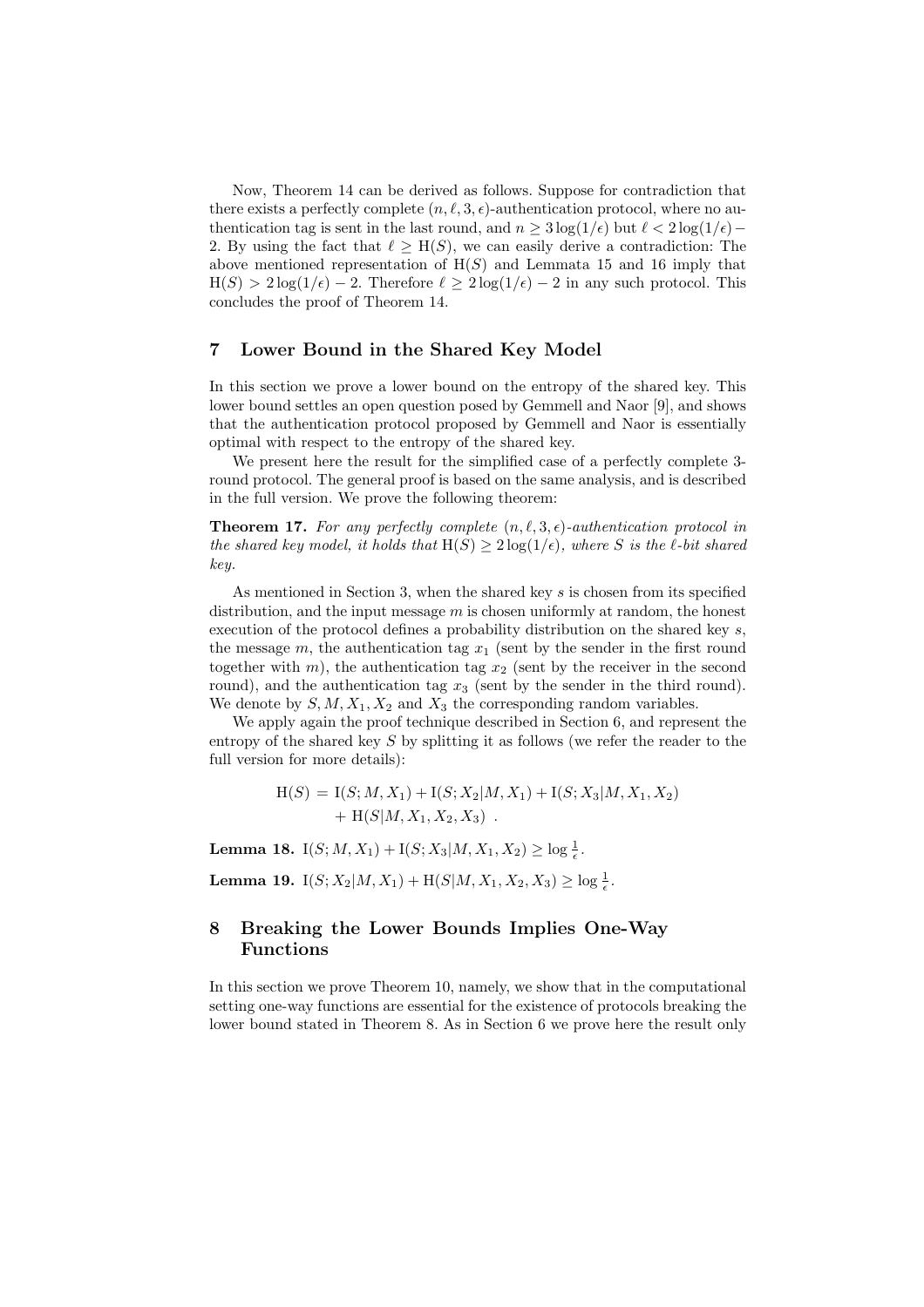Now, Theorem 14 can be derived as follows. Suppose for contradiction that there exists a perfectly complete $(n, \ell, 3, \epsilon)$-authentication protocol, where no authentication tag is sent in the last round, and $n \geq 3\log(1/\epsilon)$ but $\ell < 2\log(1/\epsilon) - 2$. By using the fact that $\ell \geq \mathrm{H}(S)$, we can easily derive a contradiction: The above mentioned representation of $\mathrm{H}(S)$ and Lemmata 15 and 16 imply that $\mathrm{H}(S) > 2\log(1/\epsilon) - 2$. Therefore $\ell \geq 2\log(1/\epsilon) - 2$ in any such protocol. This concludes the proof of Theorem 14.

## 7 Lower Bound in the Shared Key Model

In this section we prove a lower bound on the entropy of the shared key. This lower bound settles an open question posed by Gemmell and Naor [9], and shows that the authentication protocol proposed by Gemmell and Naor is essentially optimal with respect to the entropy of the shared key.

We present here the result for the simplified case of a perfectly complete 3-round protocol. The general proof is based on the same analysis, and is described in the full version. We prove the following theorem:

**Theorem 17.** *For any perfectly complete $(n, \ell, 3, \epsilon)$-authentication protocol in the shared key model, it holds that $\mathrm{H}(S) \geq 2\log(1/\epsilon)$, where $S$ is the $\ell$-bit shared key.*

As mentioned in Section 3, when the shared key $s$ is chosen from its specified distribution, and the input message $m$ is chosen uniformly at random, the honest execution of the protocol defines a probability distribution on the shared key $s$, the message $m$, the authentication tag $x_1$ (sent by the sender in the first round together with $m$), the authentication tag $x_2$ (sent by the receiver in the second round), and the authentication tag $x_3$ (sent by the sender in the third round). We denote by $S, M, X_1, X_2$ and $X_3$ the corresponding random variables.

We apply again the proof technique described in Section 6, and represent the entropy of the shared key $S$ by splitting it as follows (we refer the reader to the full version for more details):

$$
\begin{aligned}
\mathrm{H}(S) = \ & \mathrm{I}(S; M, X_1) + \mathrm{I}(S; X_2 | M, X_1) + \mathrm{I}(S; X_3 | M, X_1, X_2) \\
& + \mathrm{H}(S | M, X_1, X_2, X_3) \ .
\end{aligned}
$$

**Lemma 18.** $\mathrm{I}(S; M, X_1) + \mathrm{I}(S; X_3 | M, X_1, X_2) \geq \log \frac{1}{\epsilon}$.

**Lemma 19.** $\mathrm{I}(S; X_2 | M, X_1) + \mathrm{H}(S | M, X_1, X_2, X_3) \geq \log \frac{1}{\epsilon}$.

## 8 Breaking the Lower Bounds Implies One-Way Functions

In this section we prove Theorem 10, namely, we show that in the computational setting one-way functions are essential for the existence of protocols breaking the lower bound stated in Theorem 8. As in Section 6 we prove here the result only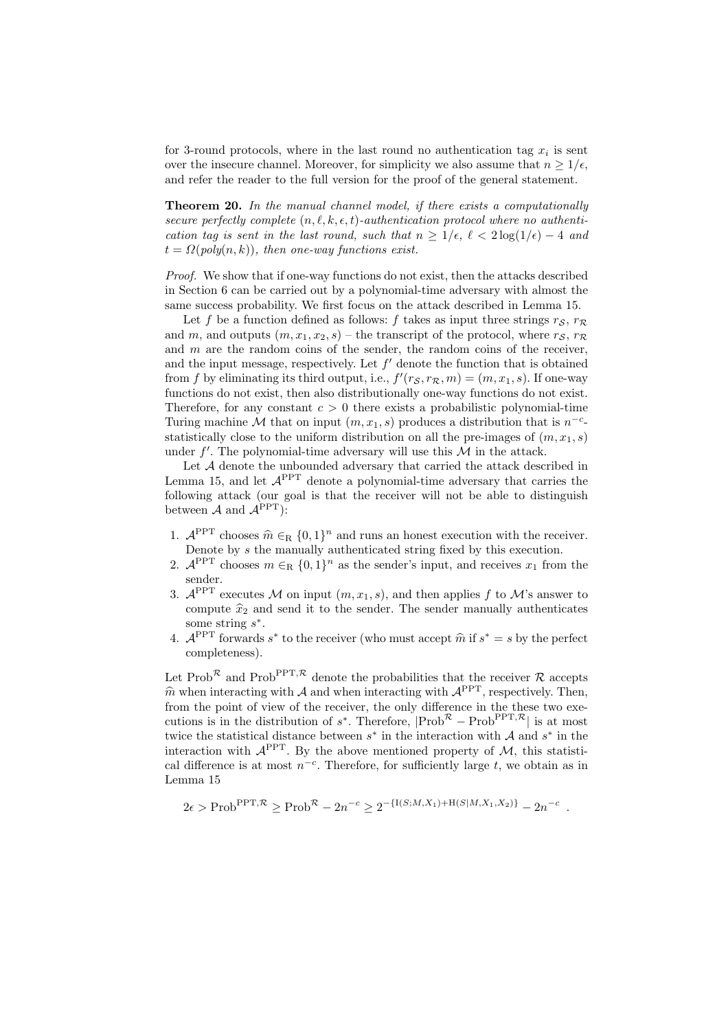for 3-round protocols, where in the last round no authentication tag $x_i$ is sent over the insecure channel. Moreover, for simplicity we also assume that $n \geq 1/\epsilon$, and refer the reader to the full version for the proof of the general statement.

**Theorem 20.** *In the manual channel model, if there exists a computationally secure perfectly complete $(n, \ell, k, \epsilon, t)$-authentication protocol where no authentication tag is sent in the last round, such that $n \geq 1/\epsilon$, $\ell < 2\log(1/\epsilon) - 4$ and $t = \Omega(poly(n, k))$, then one-way functions exist.*

*Proof.* We show that if one-way functions do not exist, then the attacks described in Section 6 can be carried out by a polynomial-time adversary with almost the same success probability. We first focus on the attack described in Lemma 15.

Let $f$ be a function defined as follows: $f$ takes as input three strings $r_{\mathcal{S}}$, $r_{\mathcal{R}}$ and $m$, and outputs $(m, x_1, x_2, s)$ – the transcript of the protocol, where $r_{\mathcal{S}}$, $r_{\mathcal{R}}$ and $m$ are the random coins of the sender, the random coins of the receiver, and the input message, respectively. Let $f'$ denote the function that is obtained from $f$ by eliminating its third output, i.e., $f'(r_{\mathcal{S}}, r_{\mathcal{R}}, m) = (m, x_1, s)$. If one-way functions do not exist, then also distributionally one-way functions do not exist. Therefore, for any constant $c > 0$ there exists a probabilistic polynomial-time Turing machine $\mathcal{M}$ that on input $(m, x_1, s)$ produces a distribution that is $n^{-c}$-statistically close to the uniform distribution on all the pre-images of $(m, x_1, s)$ under $f'$. The polynomial-time adversary will use this $\mathcal{M}$ in the attack.

Let $\mathcal{A}$ denote the unbounded adversary that carried the attack described in Lemma 15, and let $\mathcal{A}^{\mathrm{PPT}}$ denote a polynomial-time adversary that carries the following attack (our goal is that the receiver will not be able to distinguish between $\mathcal{A}$ and $\mathcal{A}^{\mathrm{PPT}}$):

1. $\mathcal{A}^{\mathrm{PPT}}$ chooses $\widehat{m} \in_{\mathrm{R}} \{0,1\}^n$ and runs an honest execution with the receiver. Denote by $s$ the manually authenticated string fixed by this execution.
2. $\mathcal{A}^{\mathrm{PPT}}$ chooses $m \in_{\mathrm{R}} \{0,1\}^n$ as the sender's input, and receives $x_1$ from the sender.
3. $\mathcal{A}^{\mathrm{PPT}}$ executes $\mathcal{M}$ on input $(m, x_1, s)$, and then applies $f$ to $\mathcal{M}$'s answer to compute $\widehat{x}_2$ and send it to the sender. The sender manually authenticates some string $s^*$.
4. $\mathcal{A}^{\mathrm{PPT}}$ forwards $s^*$ to the receiver (who must accept $\widehat{m}$ if $s^* = s$ by the perfect completeness).

Let $\mathrm{Prob}^{\mathcal{R}}$ and $\mathrm{Prob}^{\mathrm{PPT},\mathcal{R}}$ denote the probabilities that the receiver $\mathcal{R}$ accepts $\widehat{m}$ when interacting with $\mathcal{A}$ and when interacting with $\mathcal{A}^{\mathrm{PPT}}$, respectively. Then, from the point of view of the receiver, the only difference in the these two executions is in the distribution of $s^*$. Therefore, $|\mathrm{Prob}^{\mathcal{R}} - \mathrm{Prob}^{\mathrm{PPT},\mathcal{R}}|$ is at most twice the statistical distance between $s^*$ in the interaction with $\mathcal{A}$ and $s^*$ in the interaction with $\mathcal{A}^{\mathrm{PPT}}$. By the above mentioned property of $\mathcal{M}$, this statistical difference is at most $n^{-c}$. Therefore, for sufficiently large $t$, we obtain as in Lemma 15

$$2\epsilon > \mathrm{Prob}^{\mathrm{PPT},\mathcal{R}} \geq \mathrm{Prob}^{\mathcal{R}} - 2n^{-c} \geq 2^{-\{\mathrm{I}(S;M,X_1) + \mathrm{H}(S|M,X_1,X_2)\}} - 2n^{-c} \ .$$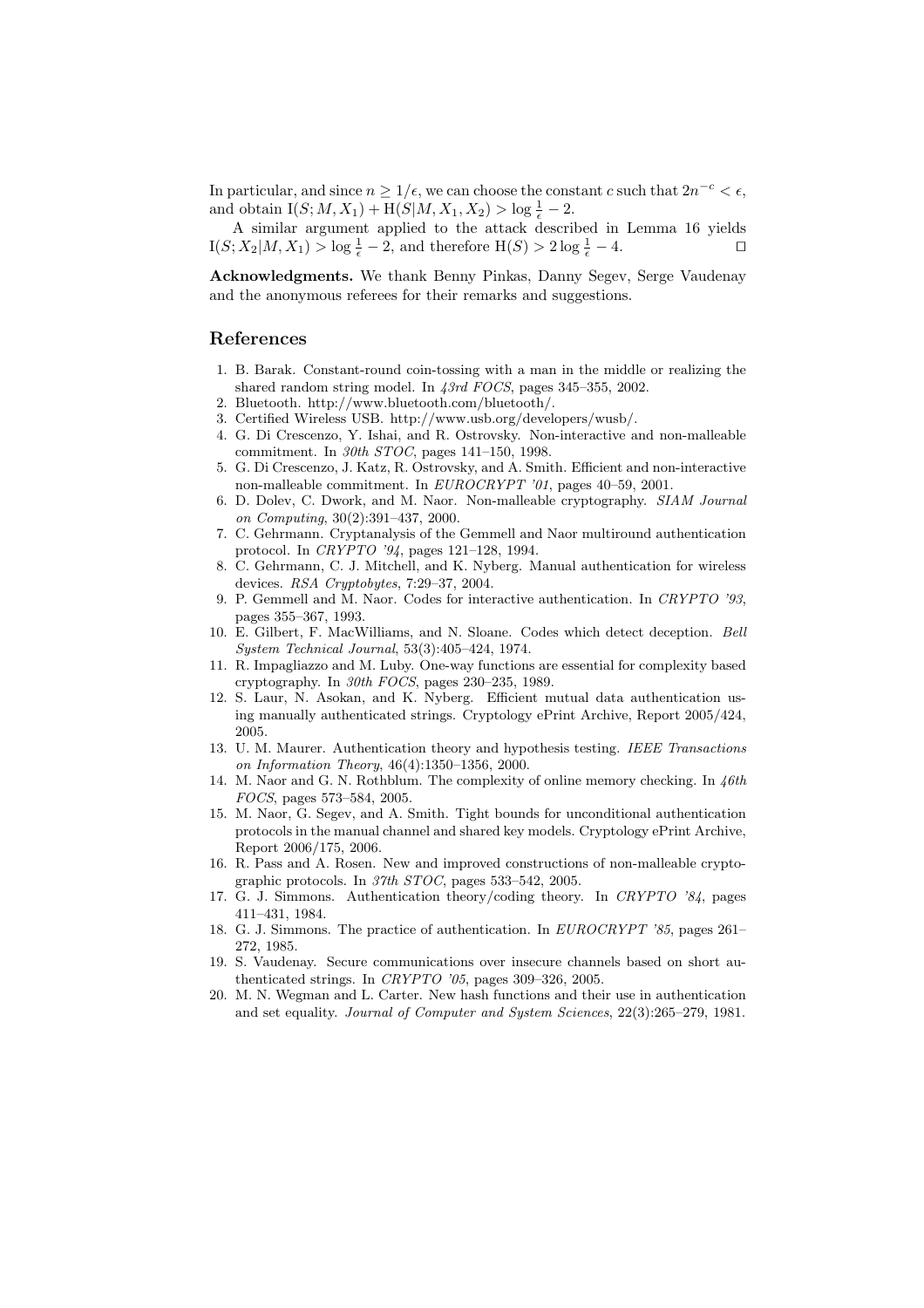In particular, and since $n \geq 1/\epsilon$, we can choose the constant $c$ such that $2n^{-c} < \epsilon$, and obtain $\mathrm{I}(S; M, X_1) + \mathrm{H}(S|M, X_1, X_2) > \log \frac{1}{\epsilon} - 2$.

A similar argument applied to the attack described in Lemma 16 yields $\mathrm{I}(S; X_2|M, X_1) > \log \frac{1}{\epsilon} - 2$, and therefore $\mathrm{H}(S) > 2 \log \frac{1}{\epsilon} - 4$. ☐

**Acknowledgments.** We thank Benny Pinkas, Danny Segev, Serge Vaudenay and the anonymous referees for their remarks and suggestions.

## References

1. B. Barak. Constant-round coin-tossing with a man in the middle or realizing the shared random string model. In *43rd FOCS*, pages 345–355, 2002.
2. Bluetooth. http://www.bluetooth.com/bluetooth/.
3. Certified Wireless USB. http://www.usb.org/developers/wusb/.
4. G. Di Crescenzo, Y. Ishai, and R. Ostrovsky. Non-interactive and non-malleable commitment. In *30th STOC*, pages 141–150, 1998.
5. G. Di Crescenzo, J. Katz, R. Ostrovsky, and A. Smith. Efficient and non-interactive non-malleable commitment. In *EUROCRYPT '01*, pages 40–59, 2001.
6. D. Dolev, C. Dwork, and M. Naor. Non-malleable cryptography. *SIAM Journal on Computing*, 30(2):391–437, 2000.
7. C. Gehrmann. Cryptanalysis of the Gemmell and Naor multiround authentication protocol. In *CRYPTO '94*, pages 121–128, 1994.
8. C. Gehrmann, C. J. Mitchell, and K. Nyberg. Manual authentication for wireless devices. *RSA Cryptobytes*, 7:29–37, 2004.
9. P. Gemmell and M. Naor. Codes for interactive authentication. In *CRYPTO '93*, pages 355–367, 1993.
10. E. Gilbert, F. MacWilliams, and N. Sloane. Codes which detect deception. *Bell System Technical Journal*, 53(3):405–424, 1974.
11. R. Impagliazzo and M. Luby. One-way functions are essential for complexity based cryptography. In *30th FOCS*, pages 230–235, 1989.
12. S. Laur, N. Asokan, and K. Nyberg. Efficient mutual data authentication using manually authenticated strings. Cryptology ePrint Archive, Report 2005/424, 2005.
13. U. M. Maurer. Authentication theory and hypothesis testing. *IEEE Transactions on Information Theory*, 46(4):1350–1356, 2000.
14. M. Naor and G. N. Rothblum. The complexity of online memory checking. In *46th FOCS*, pages 573–584, 2005.
15. M. Naor, G. Segev, and A. Smith. Tight bounds for unconditional authentication protocols in the manual channel and shared key models. Cryptology ePrint Archive, Report 2006/175, 2006.
16. R. Pass and A. Rosen. New and improved constructions of non-malleable cryptographic protocols. In *37th STOC*, pages 533–542, 2005.
17. G. J. Simmons. Authentication theory/coding theory. In *CRYPTO '84*, pages 411–431, 1984.
18. G. J. Simmons. The practice of authentication. In *EUROCRYPT '85*, pages 261–272, 1985.
19. S. Vaudenay. Secure communications over insecure channels based on short authenticated strings. In *CRYPTO '05*, pages 309–326, 2005.
20. M. N. Wegman and L. Carter. New hash functions and their use in authentication and set equality. *Journal of Computer and System Sciences*, 22(3):265–279, 1981.